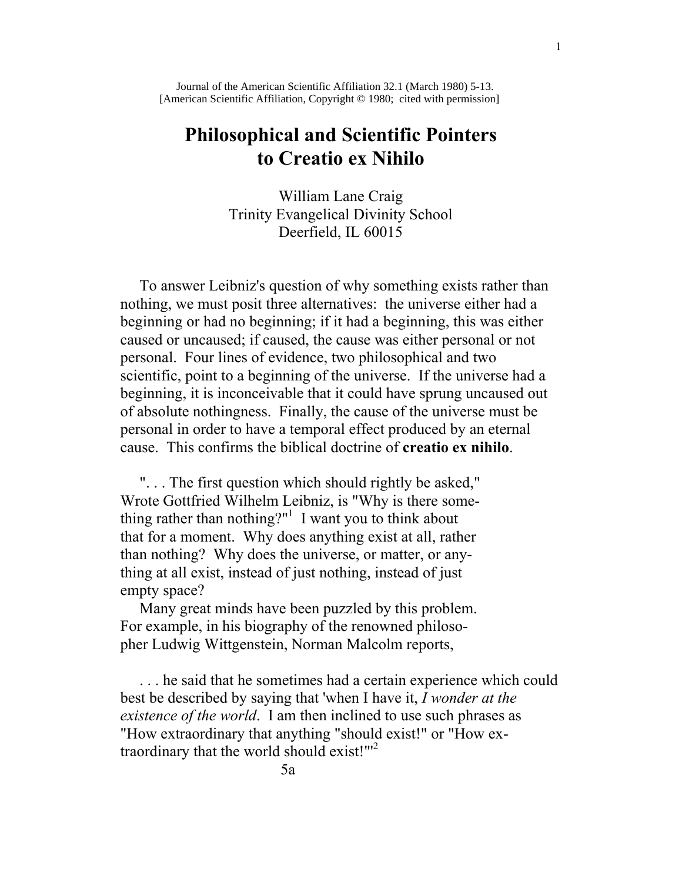Journal of the American Scientific Affiliation 32.1 (March 1980) 5-13.
[American Scientific Affiliation, Copyright © 1980; cited with permission]

# Philosophical and Scientific Pointers to Creatio ex Nihilo

William Lane Craig
Trinity Evangelical Divinity School
Deerfield, IL 60015

To answer Leibniz's question of why something exists rather than nothing, we must posit three alternatives: the universe either had a beginning or had no beginning; if it had a beginning, this was either caused or uncaused; if caused, the cause was either personal or not personal. Four lines of evidence, two philosophical and two scientific, point to a beginning of the universe. If the universe had a beginning, it is inconceivable that it could have sprung uncaused out of absolute nothingness. Finally, the cause of the universe must be personal in order to have a temporal effect produced by an eternal cause. This confirms the biblical doctrine of **creatio ex nihilo**.

". . . The first question which should rightly be asked," Wrote Gottfried Wilhelm Leibniz, is "Why is there something rather than nothing?"[1] I want you to think about that for a moment. Why does anything exist at all, rather than nothing? Why does the universe, or matter, or anything at all exist, instead of just nothing, instead of just empty space?

Many great minds have been puzzled by this problem. For example, in his biography of the renowned philosopher Ludwig Wittgenstein, Norman Malcolm reports,

> . . . he said that he sometimes had a certain experience which could best be described by saying that 'when I have it, *I wonder at the existence of the world*. I am then inclined to use such phrases as "How extraordinary that anything "should exist!" or "How extraordinary that the world should exist!"'[2]

5a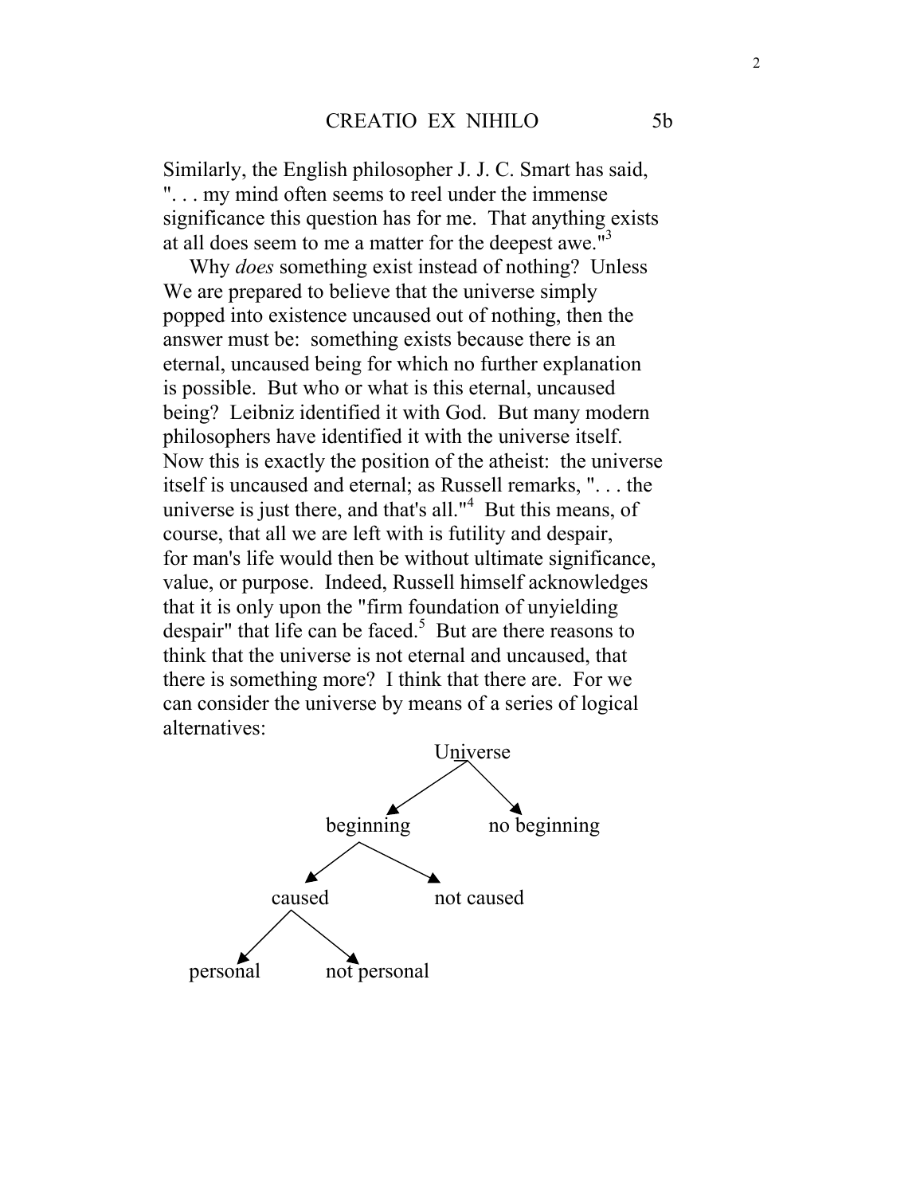Similarly, the English philosopher J. J. C. Smart has said, ". . . my mind often seems to reel under the immense significance this question has for me. That anything exists at all does seem to me a matter for the deepest awe."[3]

Why *does* something exist instead of nothing? Unless We are prepared to believe that the universe simply popped into existence uncaused out of nothing, then the answer must be: something exists because there is an eternal, uncaused being for which no further explanation is possible. But who or what is this eternal, uncaused being? Leibniz identified it with God. But many modern philosophers have identified it with the universe itself. Now this is exactly the position of the atheist: the universe itself is uncaused and eternal; as Russell remarks, ". . . the universe is just there, and that's all."[4] But this means, of course, that all we are left with is futility and despair, for man's life would then be without ultimate significance, value, or purpose. Indeed, Russell himself acknowledges that it is only upon the "firm foundation of unyielding despair" that life can be faced.[5] But are there reasons to think that the universe is not eternal and uncaused, that there is something more? I think that there are. For we can consider the universe by means of a series of logical alternatives:

- Universe
  - beginning
    - caused
      - personal
      - not personal
    - not caused
  - no beginning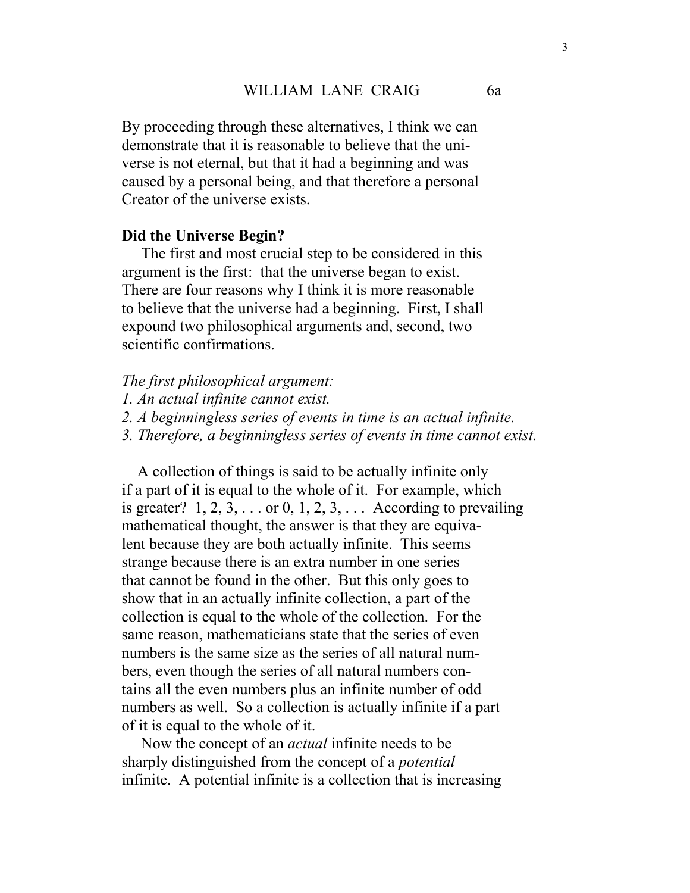By proceeding through these alternatives, I think we can demonstrate that it is reasonable to believe that the universe is not eternal, but that it had a beginning and was caused by a personal being, and that therefore a personal Creator of the universe exists.

**Did the Universe Begin?**

The first and most crucial step to be considered in this argument is the first: that the universe began to exist. There are four reasons why I think it is more reasonable to believe that the universe had a beginning. First, I shall expound two philosophical arguments and, second, two scientific confirmations.

*The first philosophical argument:*
*1. An actual infinite cannot exist.*
*2. A beginningless series of events in time is an actual infinite.*
*3. Therefore, a beginningless series of events in time cannot exist.*

A collection of things is said to be actually infinite only if a part of it is equal to the whole of it. For example, which is greater? 1, 2, 3, . . . or 0, 1, 2, 3, . . . According to prevailing mathematical thought, the answer is that they are equivalent because they are both actually infinite. This seems strange because there is an extra number in one series that cannot be found in the other. But this only goes to show that in an actually infinite collection, a part of the collection is equal to the whole of the collection. For the same reason, mathematicians state that the series of even numbers is the same size as the series of all natural numbers, even though the series of all natural numbers contains all the even numbers plus an infinite number of odd numbers as well. So a collection is actually infinite if a part of it is equal to the whole of it.

Now the concept of an *actual* infinite needs to be sharply distinguished from the concept of a *potential* infinite. A potential infinite is a collection that is increasing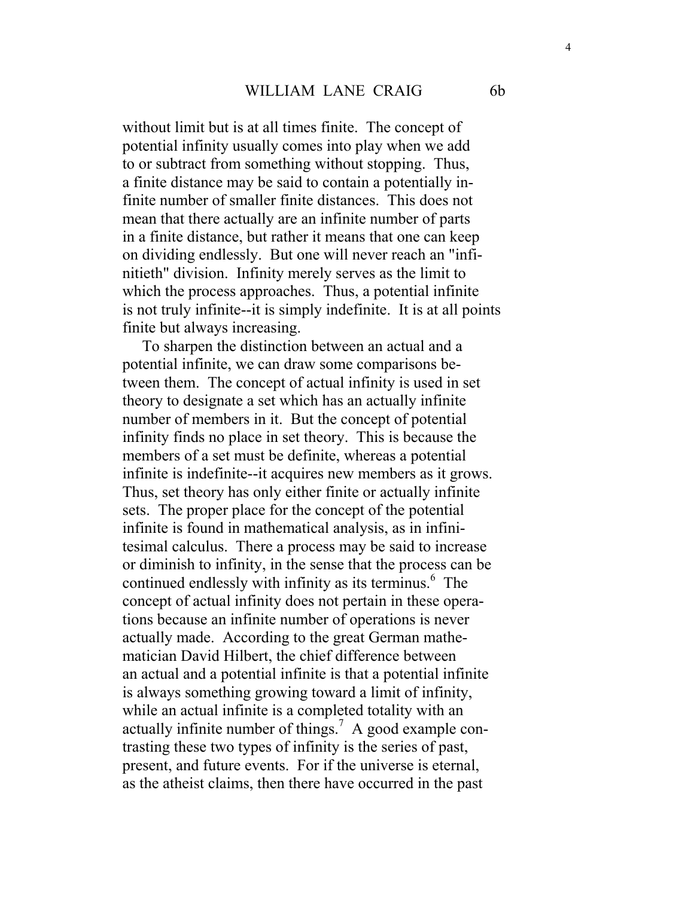without limit but is at all times finite. The concept of potential infinity usually comes into play when we add to or subtract from something without stopping. Thus, a finite distance may be said to contain a potentially infinite number of smaller finite distances. This does not mean that there actually are an infinite number of parts in a finite distance, but rather it means that one can keep on dividing endlessly. But one will never reach an "infinitieth" division. Infinity merely serves as the limit to which the process approaches. Thus, a potential infinite is not truly infinite--it is simply indefinite. It is at all points finite but always increasing.

To sharpen the distinction between an actual and a potential infinite, we can draw some comparisons between them. The concept of actual infinity is used in set theory to designate a set which has an actually infinite number of members in it. But the concept of potential infinity finds no place in set theory. This is because the members of a set must be definite, whereas a potential infinite is indefinite--it acquires new members as it grows. Thus, set theory has only either finite or actually infinite sets. The proper place for the concept of the potential infinite is found in mathematical analysis, as in infinitesimal calculus. There a process may be said to increase or diminish to infinity, in the sense that the process can be continued endlessly with infinity as its terminus.[6] The concept of actual infinity does not pertain in these operations because an infinite number of operations is never actually made. According to the great German mathematician David Hilbert, the chief difference between an actual and a potential infinite is that a potential infinite is always something growing toward a limit of infinity, while an actual infinite is a completed totality with an actually infinite number of things.[7] A good example contrasting these two types of infinity is the series of past, present, and future events. For if the universe is eternal, as the atheist claims, then there have occurred in the past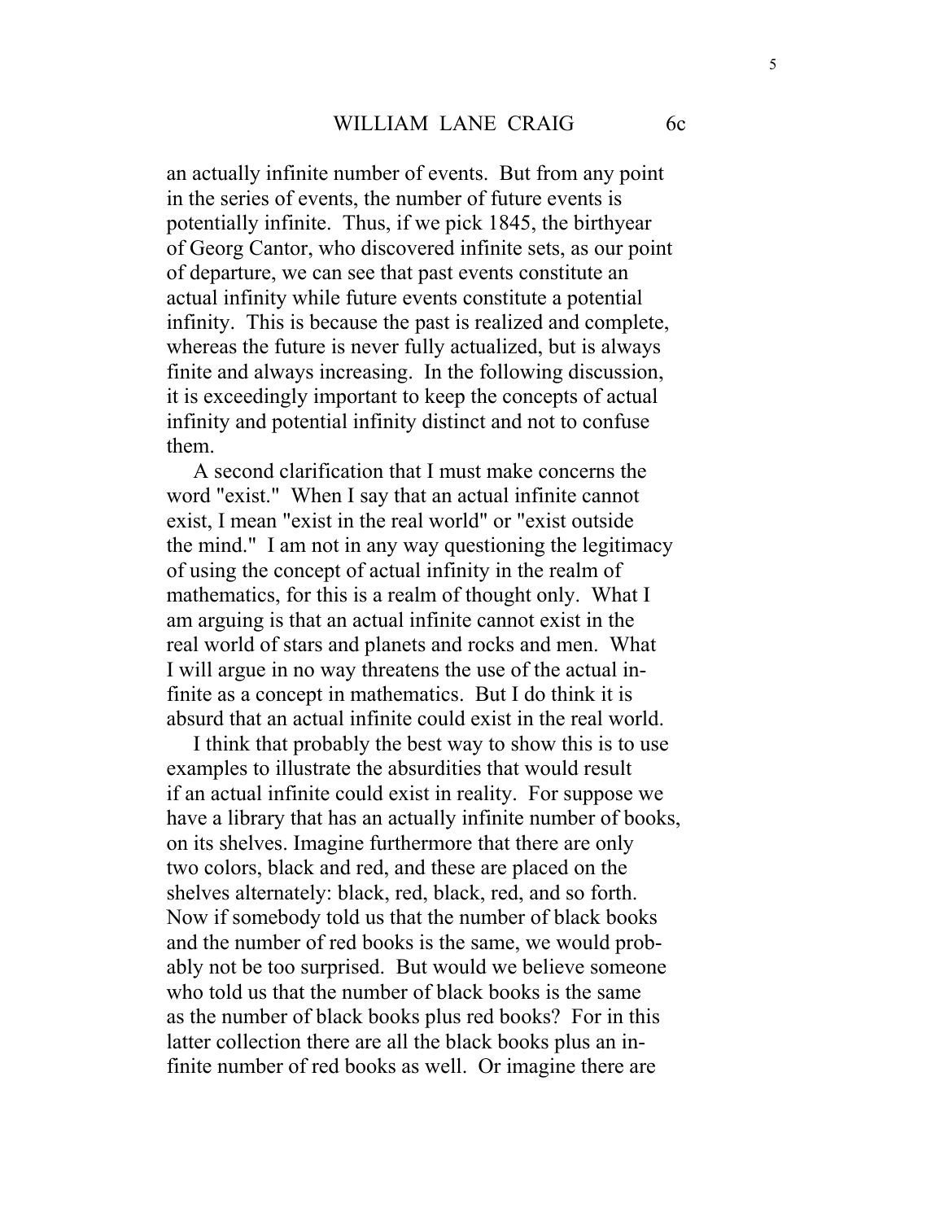an actually infinite number of events. But from any point in the series of events, the number of future events is potentially infinite. Thus, if we pick 1845, the birthyear of Georg Cantor, who discovered infinite sets, as our point of departure, we can see that past events constitute an actual infinity while future events constitute a potential infinity. This is because the past is realized and complete, whereas the future is never fully actualized, but is always finite and always increasing. In the following discussion, it is exceedingly important to keep the concepts of actual infinity and potential infinity distinct and not to confuse them.

A second clarification that I must make concerns the word "exist." When I say that an actual infinite cannot exist, I mean "exist in the real world" or "exist outside the mind." I am not in any way questioning the legitimacy of using the concept of actual infinity in the realm of mathematics, for this is a realm of thought only. What I am arguing is that an actual infinite cannot exist in the real world of stars and planets and rocks and men. What I will argue in no way threatens the use of the actual infinite as a concept in mathematics. But I do think it is absurd that an actual infinite could exist in the real world.

I think that probably the best way to show this is to use examples to illustrate the absurdities that would result if an actual infinite could exist in reality. For suppose we have a library that has an actually infinite number of books, on its shelves. Imagine furthermore that there are only two colors, black and red, and these are placed on the shelves alternately: black, red, black, red, and so forth. Now if somebody told us that the number of black books and the number of red books is the same, we would probably not be too surprised. But would we believe someone who told us that the number of black books is the same as the number of black books plus red books? For in this latter collection there are all the black books plus an infinite number of red books as well. Or imagine there are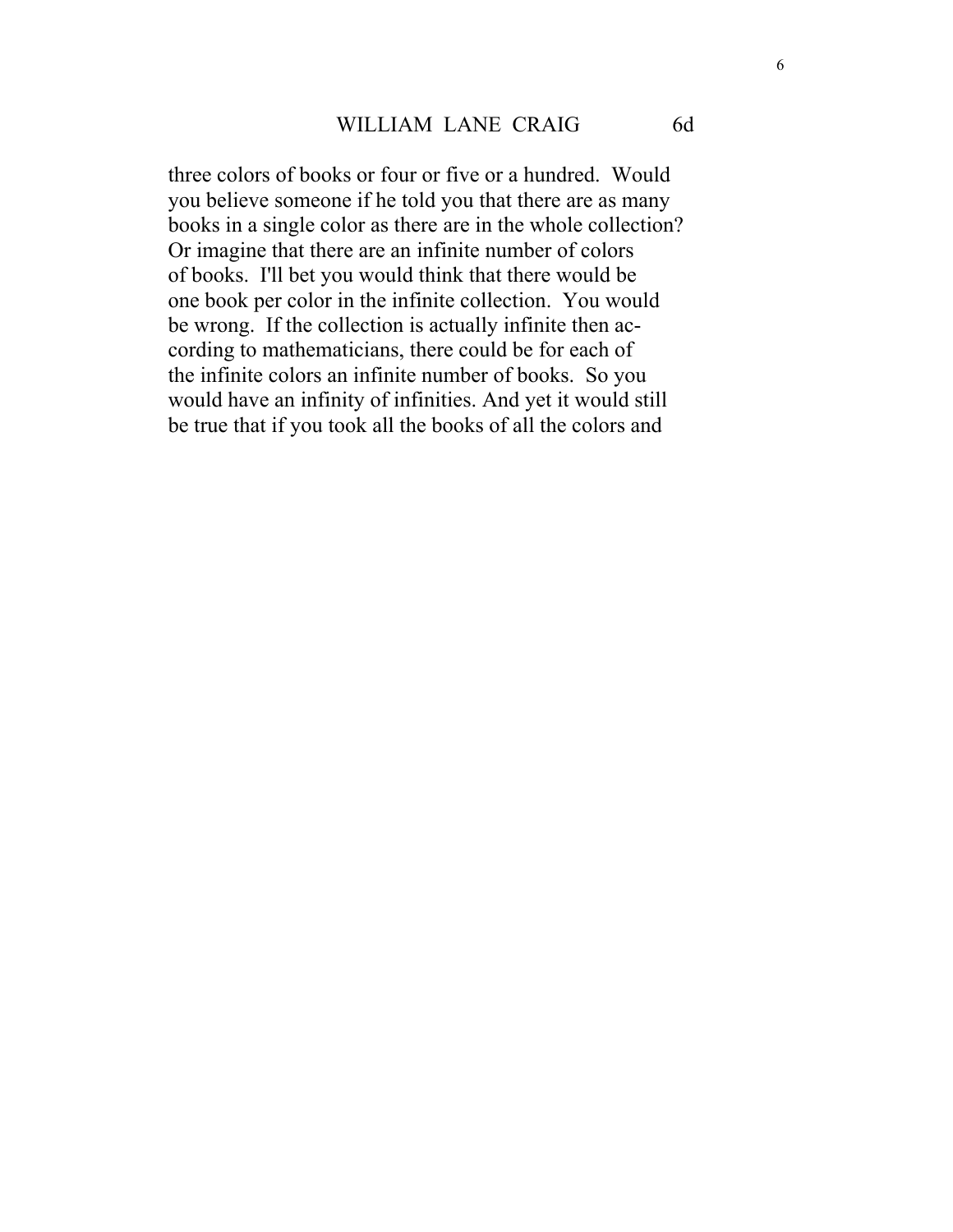three colors of books or four or five or a hundred. Would you believe someone if he told you that there are as many books in a single color as there are in the whole collection? Or imagine that there are an infinite number of colors of books. I'll bet you would think that there would be one book per color in the infinite collection. You would be wrong. If the collection is actually infinite then according to mathematicians, there could be for each of the infinite colors an infinite number of books. So you would have an infinity of infinities. And yet it would still be true that if you took all the books of all the colors and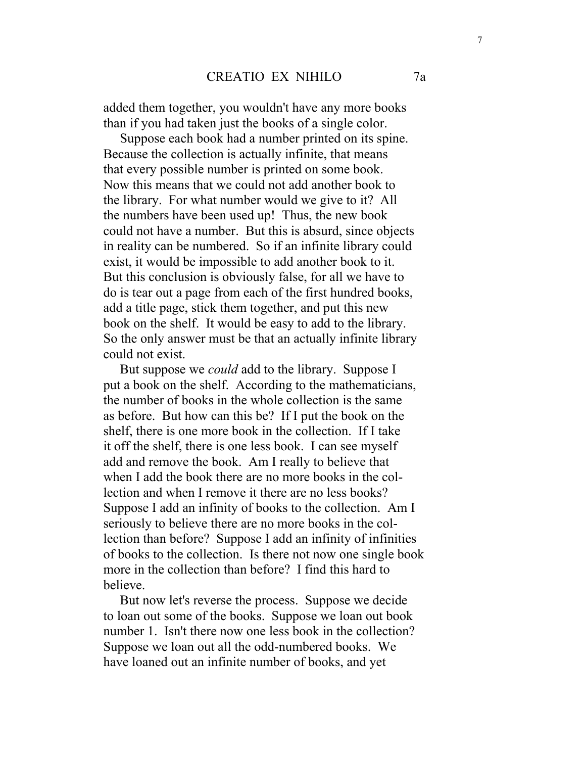added them together, you wouldn't have any more books than if you had taken just the books of a single color.

Suppose each book had a number printed on its spine. Because the collection is actually infinite, that means that every possible number is printed on some book. Now this means that we could not add another book to the library. For what number would we give to it? All the numbers have been used up! Thus, the new book could not have a number. But this is absurd, since objects in reality can be numbered. So if an infinite library could exist, it would be impossible to add another book to it. But this conclusion is obviously false, for all we have to do is tear out a page from each of the first hundred books, add a title page, stick them together, and put this new book on the shelf. It would be easy to add to the library. So the only answer must be that an actually infinite library could not exist.

But suppose we *could* add to the library. Suppose I put a book on the shelf. According to the mathematicians, the number of books in the whole collection is the same as before. But how can this be? If I put the book on the shelf, there is one more book in the collection. If I take it off the shelf, there is one less book. I can see myself add and remove the book. Am I really to believe that when I add the book there are no more books in the collection and when I remove it there are no less books? Suppose I add an infinity of books to the collection. Am I seriously to believe there are no more books in the collection than before? Suppose I add an infinity of infinities of books to the collection. Is there not now one single book more in the collection than before? I find this hard to believe.

But now let's reverse the process. Suppose we decide to loan out some of the books. Suppose we loan out book number 1. Isn't there now one less book in the collection? Suppose we loan out all the odd-numbered books. We have loaned out an infinite number of books, and yet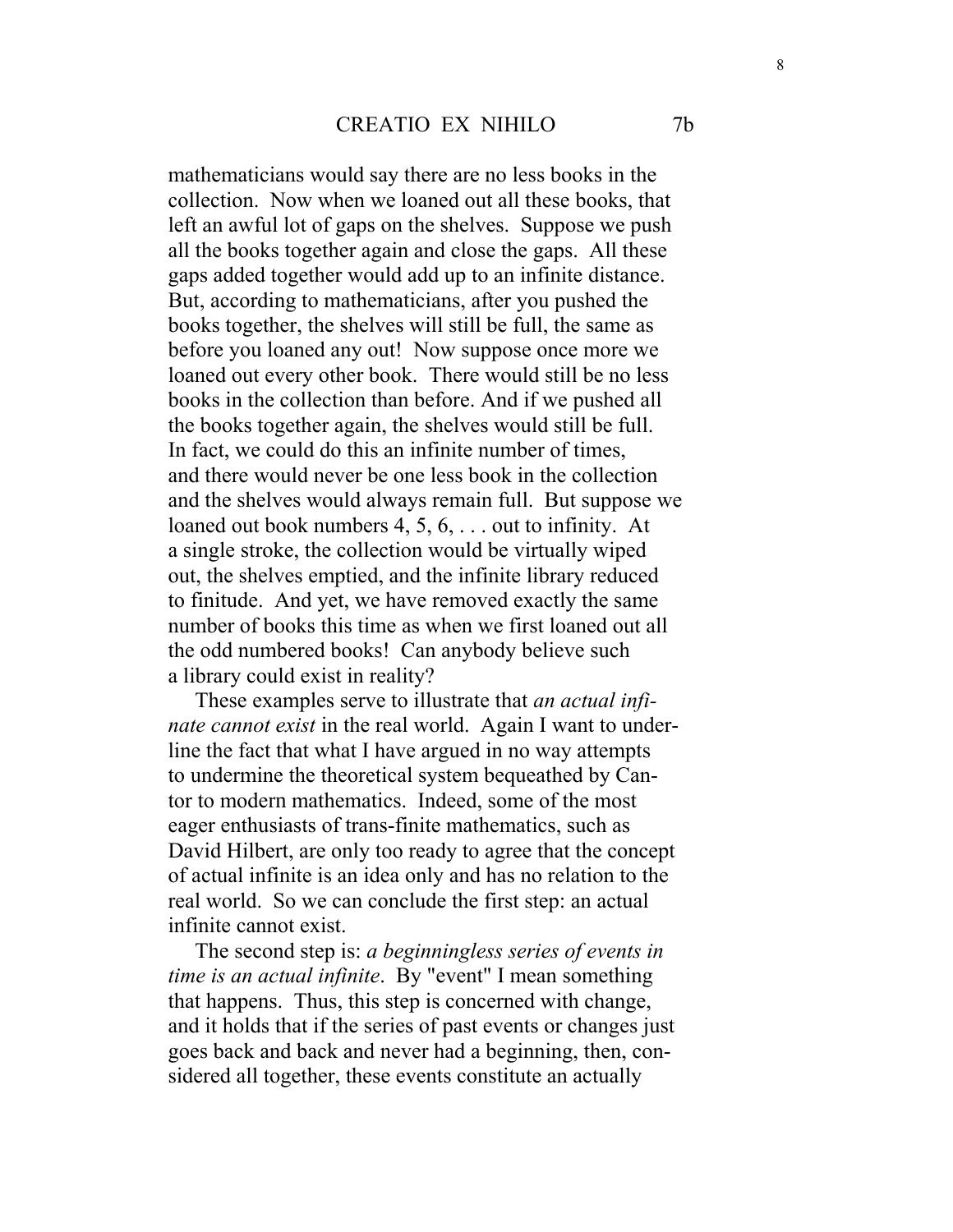mathematicians would say there are no less books in the collection. Now when we loaned out all these books, that left an awful lot of gaps on the shelves. Suppose we push all the books together again and close the gaps. All these gaps added together would add up to an infinite distance. But, according to mathematicians, after you pushed the books together, the shelves will still be full, the same as before you loaned any out! Now suppose once more we loaned out every other book. There would still be no less books in the collection than before. And if we pushed all the books together again, the shelves would still be full. In fact, we could do this an infinite number of times, and there would never be one less book in the collection and the shelves would always remain full. But suppose we loaned out book numbers 4, 5, 6, . . . out to infinity. At a single stroke, the collection would be virtually wiped out, the shelves emptied, and the infinite library reduced to finitude. And yet, we have removed exactly the same number of books this time as when we first loaned out all the odd numbered books! Can anybody believe such a library could exist in reality?

These examples serve to illustrate that *an actual infinate cannot exist* in the real world. Again I want to underline the fact that what I have argued in no way attempts to undermine the theoretical system bequeathed by Cantor to modern mathematics. Indeed, some of the most eager enthusiasts of trans-finite mathematics, such as David Hilbert, are only too ready to agree that the concept of actual infinite is an idea only and has no relation to the real world. So we can conclude the first step: an actual infinite cannot exist.

The second step is: *a beginningless series of events in time is an actual infinite*. By "event" I mean something that happens. Thus, this step is concerned with change, and it holds that if the series of past events or changes just goes back and back and never had a beginning, then, considered all together, these events constitute an actually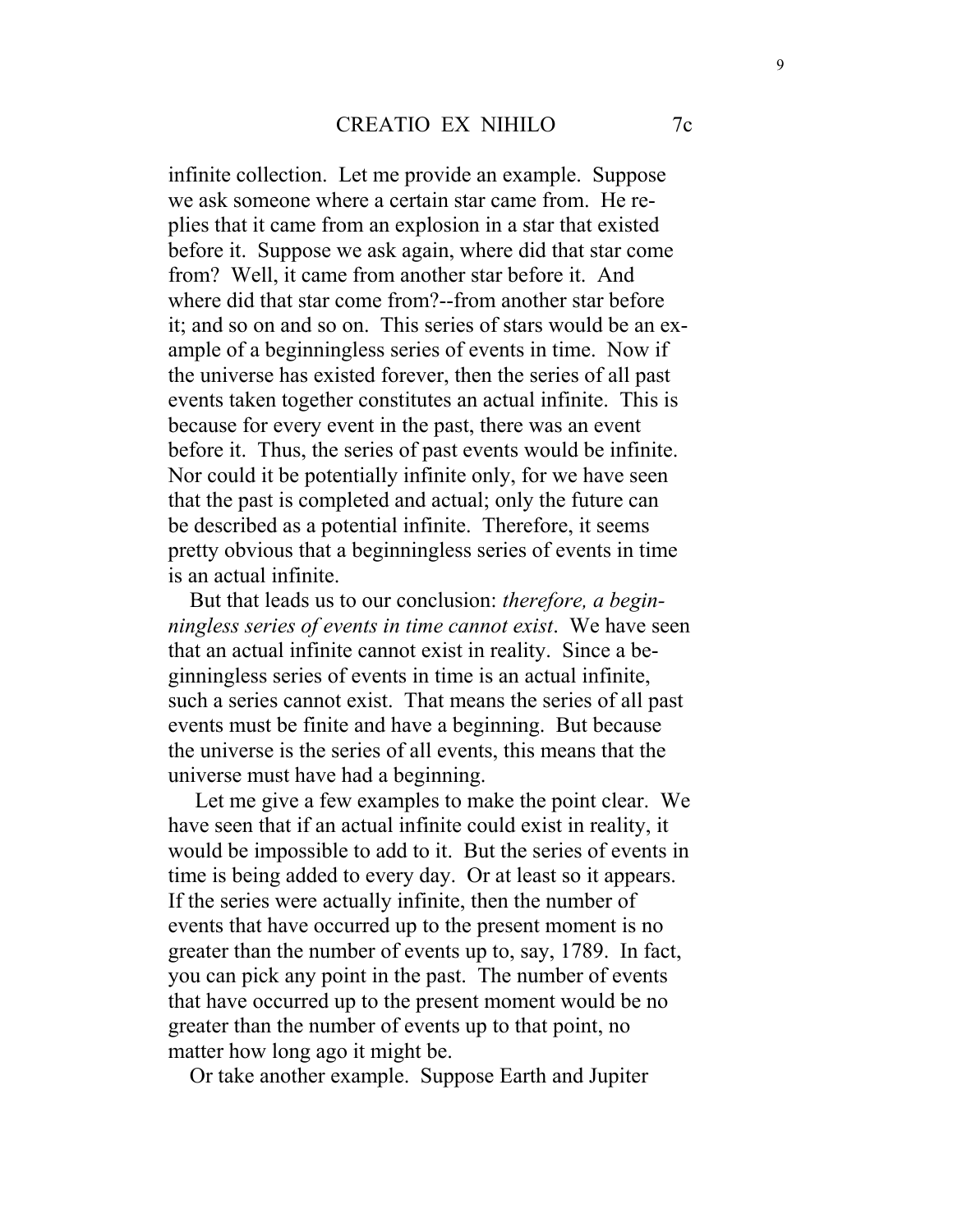infinite collection. Let me provide an example. Suppose we ask someone where a certain star came from. He replies that it came from an explosion in a star that existed before it. Suppose we ask again, where did that star come from? Well, it came from another star before it. And where did that star come from?--from another star before it; and so on and so on. This series of stars would be an example of a beginningless series of events in time. Now if the universe has existed forever, then the series of all past events taken together constitutes an actual infinite. This is because for every event in the past, there was an event before it. Thus, the series of past events would be infinite. Nor could it be potentially infinite only, for we have seen that the past is completed and actual; only the future can be described as a potential infinite. Therefore, it seems pretty obvious that a beginningless series of events in time is an actual infinite.

But that leads us to our conclusion: *therefore, a beginningless series of events in time cannot exist*. We have seen that an actual infinite cannot exist in reality. Since a beginningless series of events in time is an actual infinite, such a series cannot exist. That means the series of all past events must be finite and have a beginning. But because the universe is the series of all events, this means that the universe must have had a beginning.

Let me give a few examples to make the point clear. We have seen that if an actual infinite could exist in reality, it would be impossible to add to it. But the series of events in time is being added to every day. Or at least so it appears. If the series were actually infinite, then the number of events that have occurred up to the present moment is no greater than the number of events up to, say, 1789. In fact, you can pick any point in the past. The number of events that have occurred up to the present moment would be no greater than the number of events up to that point, no matter how long ago it might be.

Or take another example. Suppose Earth and Jupiter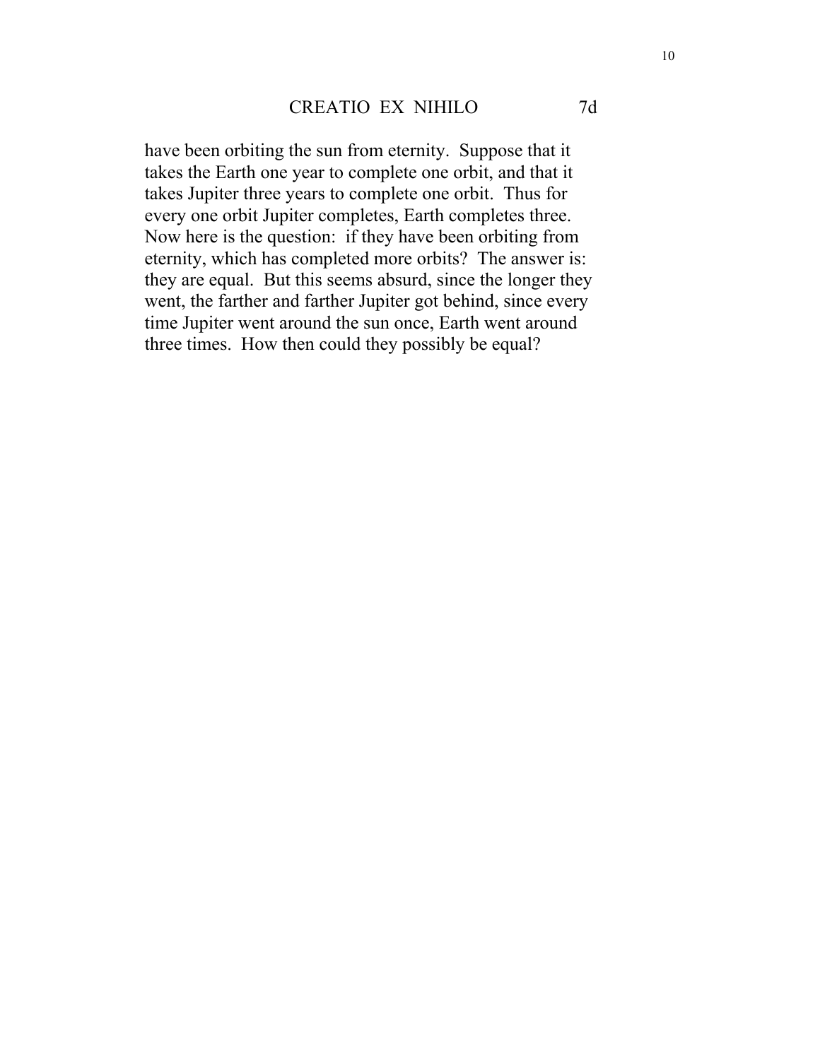have been orbiting the sun from eternity. Suppose that it takes the Earth one year to complete one orbit, and that it takes Jupiter three years to complete one orbit. Thus for every one orbit Jupiter completes, Earth completes three. Now here is the question: if they have been orbiting from eternity, which has completed more orbits? The answer is: they are equal. But this seems absurd, since the longer they went, the farther and farther Jupiter got behind, since every time Jupiter went around the sun once, Earth went around three times. How then could they possibly be equal?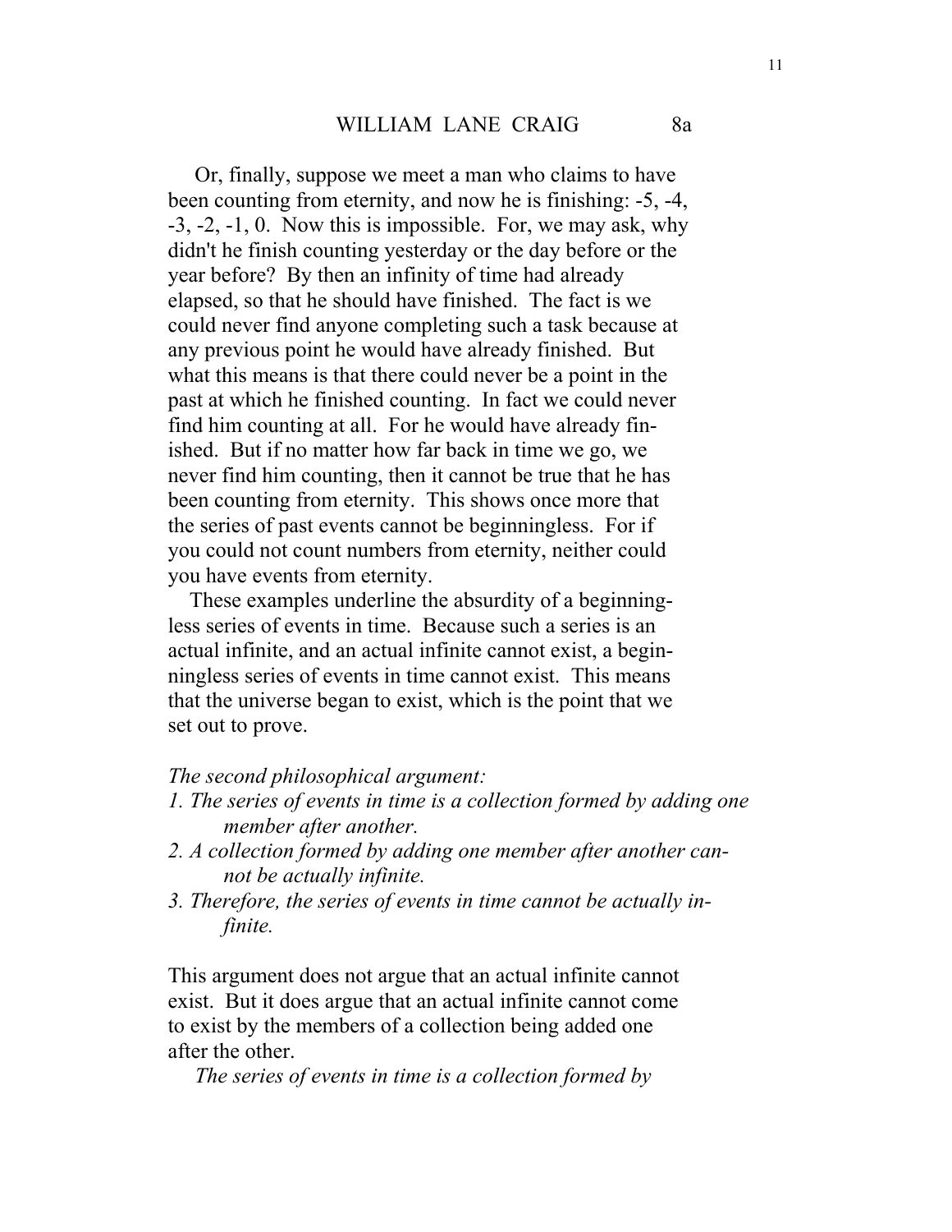Or, finally, suppose we meet a man who claims to have been counting from eternity, and now he is finishing: -5, -4, -3, -2, -1, 0. Now this is impossible. For, we may ask, why didn't he finish counting yesterday or the day before or the year before? By then an infinity of time had already elapsed, so that he should have finished. The fact is we could never find anyone completing such a task because at any previous point he would have already finished. But what this means is that there could never be a point in the past at which he finished counting. In fact we could never find him counting at all. For he would have already finished. But if no matter how far back in time we go, we never find him counting, then it cannot be true that he has been counting from eternity. This shows once more that the series of past events cannot be beginningless. For if you could not count numbers from eternity, neither could you have events from eternity.

These examples underline the absurdity of a beginningless series of events in time. Because such a series is an actual infinite, and an actual infinite cannot exist, a beginningless series of events in time cannot exist. This means that the universe began to exist, which is the point that we set out to prove.

*The second philosophical argument:*

1. *The series of events in time is a collection formed by adding one member after another.*
2. *A collection formed by adding one member after another cannot be actually infinite.*
3. *Therefore, the series of events in time cannot be actually infinite.*

This argument does not argue that an actual infinite cannot exist. But it does argue that an actual infinite cannot come to exist by the members of a collection being added one after the other.

*The series of events in time is a collection formed by*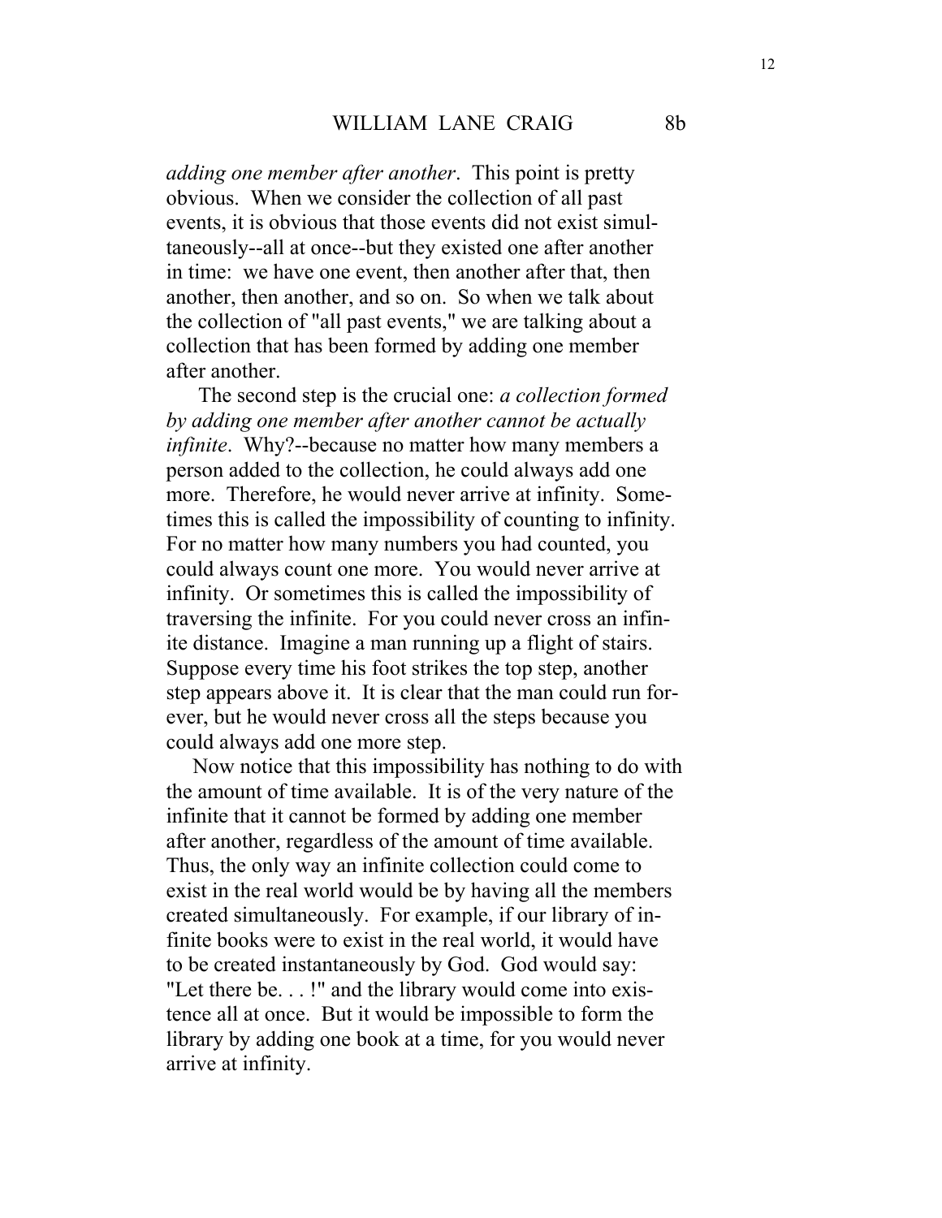*adding one member after another*. This point is pretty obvious. When we consider the collection of all past events, it is obvious that those events did not exist simultaneously--all at once--but they existed one after another in time: we have one event, then another after that, then another, then another, and so on. So when we talk about the collection of "all past events," we are talking about a collection that has been formed by adding one member after another.

The second step is the crucial one: *a collection formed by adding one member after another cannot be actually infinite*. Why?--because no matter how many members a person added to the collection, he could always add one more. Therefore, he would never arrive at infinity. Sometimes this is called the impossibility of counting to infinity. For no matter how many numbers you had counted, you could always count one more. You would never arrive at infinity. Or sometimes this is called the impossibility of traversing the infinite. For you could never cross an infinite distance. Imagine a man running up a flight of stairs. Suppose every time his foot strikes the top step, another step appears above it. It is clear that the man could run forever, but he would never cross all the steps because you could always add one more step.

Now notice that this impossibility has nothing to do with the amount of time available. It is of the very nature of the infinite that it cannot be formed by adding one member after another, regardless of the amount of time available. Thus, the only way an infinite collection could come to exist in the real world would be by having all the members created simultaneously. For example, if our library of infinite books were to exist in the real world, it would have to be created instantaneously by God. God would say: "Let there be. . . !" and the library would come into existence all at once. But it would be impossible to form the library by adding one book at a time, for you would never arrive at infinity.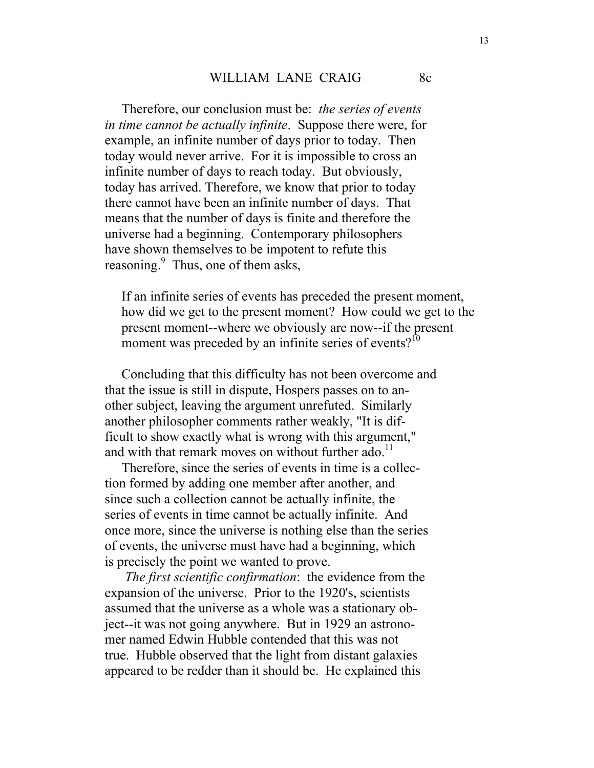Therefore, our conclusion must be: *the series of events in time cannot be actually infinite*. Suppose there were, for example, an infinite number of days prior to today. Then today would never arrive. For it is impossible to cross an infinite number of days to reach today. But obviously, today has arrived. Therefore, we know that prior to today there cannot have been an infinite number of days. That means that the number of days is finite and therefore the universe had a beginning. Contemporary philosophers have shown themselves to be impotent to refute this reasoning.[9] Thus, one of them asks,

> If an infinite series of events has preceded the present moment, how did we get to the present moment? How could we get to the present moment--where we obviously are now--if the present moment was preceded by an infinite series of events?[10]

Concluding that this difficulty has not been overcome and that the issue is still in dispute, Hospers passes on to another subject, leaving the argument unrefuted. Similarly another philosopher comments rather weakly, "It is difficult to show exactly what is wrong with this argument," and with that remark moves on without further ado.[11]

Therefore, since the series of events in time is a collection formed by adding one member after another, and since such a collection cannot be actually infinite, the series of events in time cannot be actually infinite. And once more, since the universe is nothing else than the series of events, the universe must have had a beginning, which is precisely the point we wanted to prove.

*The first scientific confirmation*: the evidence from the expansion of the universe. Prior to the 1920's, scientists assumed that the universe as a whole was a stationary object--it was not going anywhere. But in 1929 an astronomer named Edwin Hubble contended that this was not true. Hubble observed that the light from distant galaxies appeared to be redder than it should be. He explained this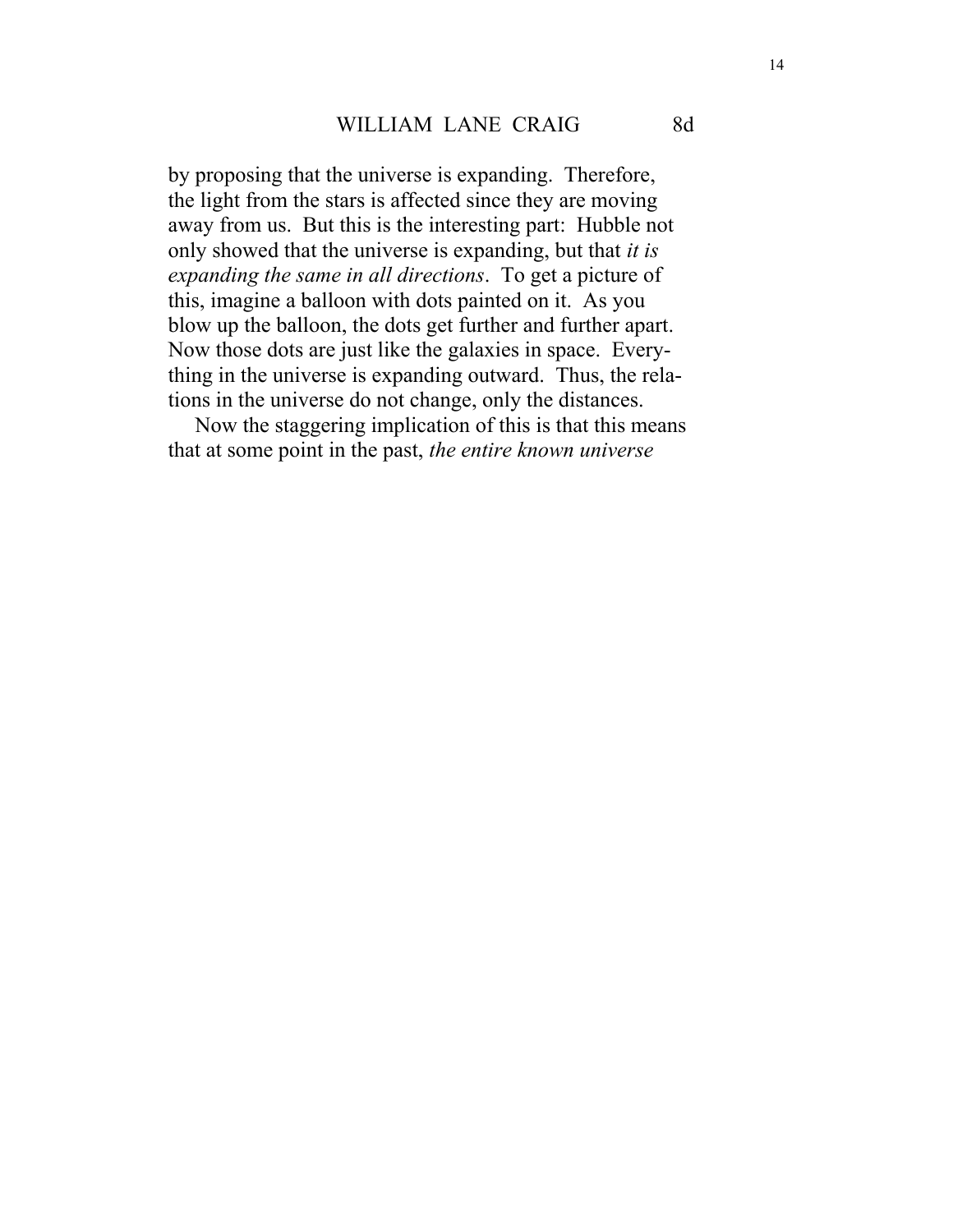by proposing that the universe is expanding. Therefore, the light from the stars is affected since they are moving away from us. But this is the interesting part: Hubble not only showed that the universe is expanding, but that *it is expanding the same in all directions*. To get a picture of this, imagine a balloon with dots painted on it. As you blow up the balloon, the dots get further and further apart. Now those dots are just like the galaxies in space. Everything in the universe is expanding outward. Thus, the relations in the universe do not change, only the distances.

Now the staggering implication of this is that this means that at some point in the past, *the entire known universe*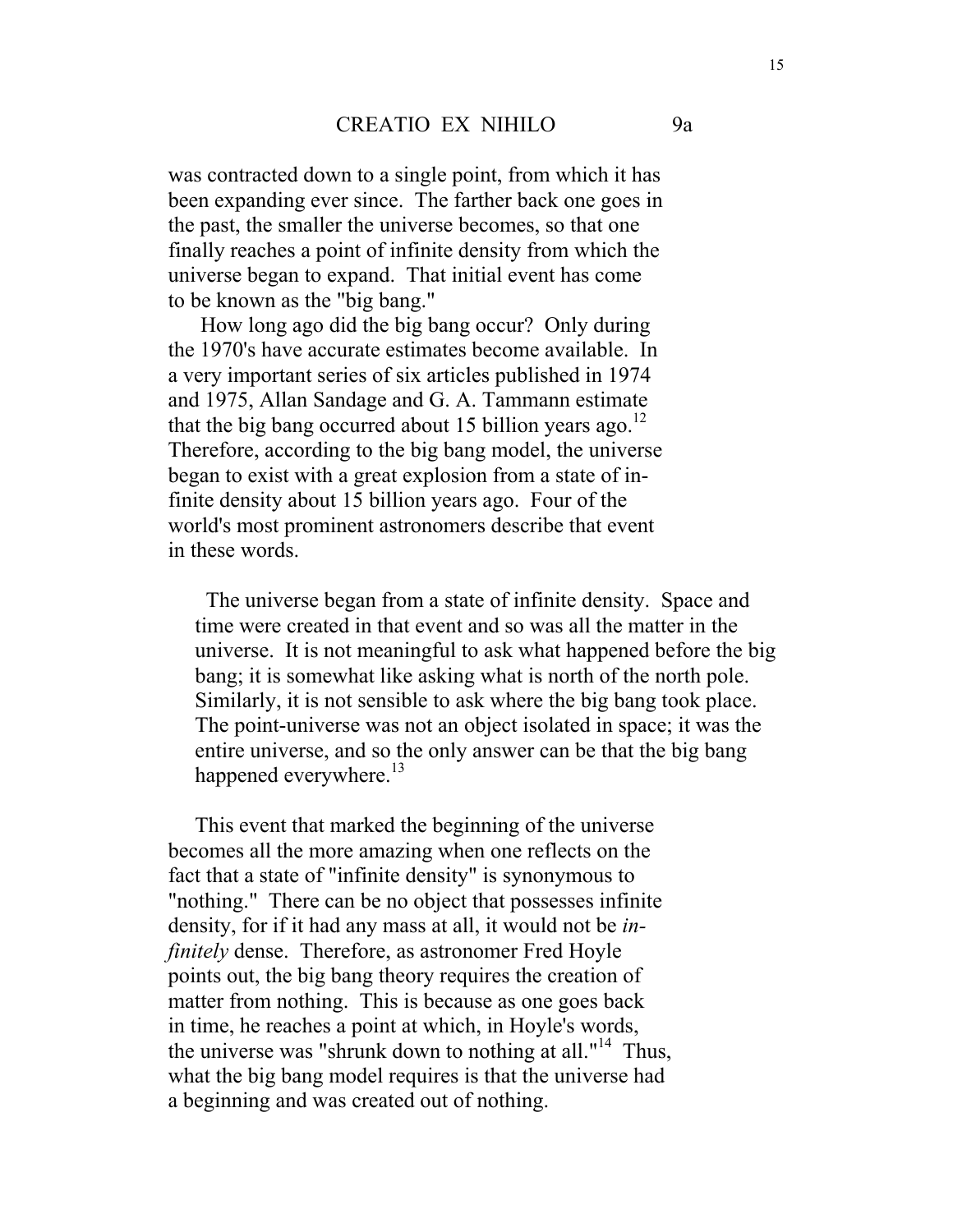was contracted down to a single point, from which it has been expanding ever since. The farther back one goes in the past, the smaller the universe becomes, so that one finally reaches a point of infinite density from which the universe began to expand. That initial event has come to be known as the "big bang."

How long ago did the big bang occur? Only during the 1970's have accurate estimates become available. In a very important series of six articles published in 1974 and 1975, Allan Sandage and G. A. Tammann estimate that the big bang occurred about 15 billion years ago.[12] Therefore, according to the big bang model, the universe began to exist with a great explosion from a state of infinite density about 15 billion years ago. Four of the world's most prominent astronomers describe that event in these words.

> The universe began from a state of infinite density. Space and time were created in that event and so was all the matter in the universe. It is not meaningful to ask what happened before the big bang; it is somewhat like asking what is north of the north pole. Similarly, it is not sensible to ask where the big bang took place. The point-universe was not an object isolated in space; it was the entire universe, and so the only answer can be that the big bang happened everywhere.[13]

This event that marked the beginning of the universe becomes all the more amazing when one reflects on the fact that a state of "infinite density" is synonymous to "nothing." There can be no object that possesses infinite density, for if it had any mass at all, it would not be *infinitely* dense. Therefore, as astronomer Fred Hoyle points out, the big bang theory requires the creation of matter from nothing. This is because as one goes back in time, he reaches a point at which, in Hoyle's words, the universe was "shrunk down to nothing at all."[14] Thus, what the big bang model requires is that the universe had a beginning and was created out of nothing.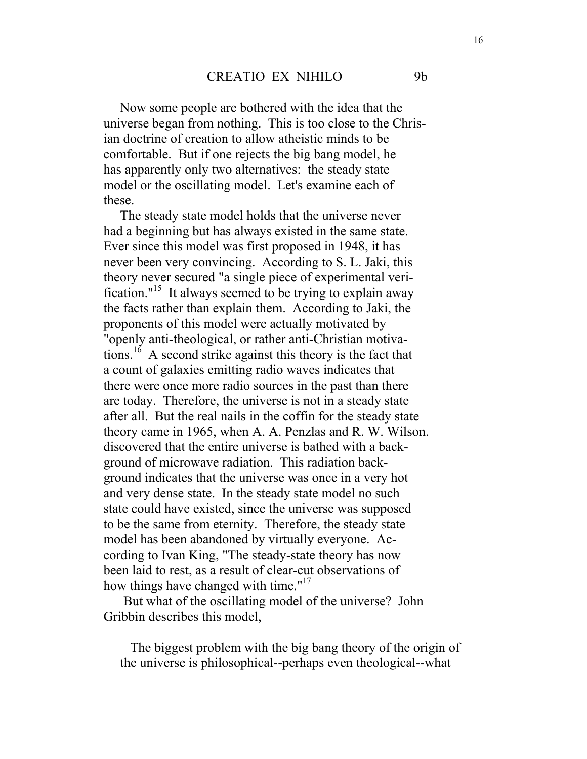## CREATIO EX NIHILO 9b

Now some people are bothered with the idea that the universe began from nothing. This is too close to the Chris-ian doctrine of creation to allow atheistic minds to be comfortable. But if one rejects the big bang model, he has apparently only two alternatives: the steady state model or the oscillating model. Let's examine each of these.

The steady state model holds that the universe never had a beginning but has always existed in the same state. Ever since this model was first proposed in 1948, it has never been very convincing. According to S. L. Jaki, this theory never secured "a single piece of experimental verification."[15] It always seemed to be trying to explain away the facts rather than explain them. According to Jaki, the proponents of this model were actually motivated by "openly anti-theological, or rather anti-Christian motivations.[16] A second strike against this theory is the fact that a count of galaxies emitting radio waves indicates that there were once more radio sources in the past than there are today. Therefore, the universe is not in a steady state after all. But the real nails in the coffin for the steady state theory came in 1965, when A. A. Penzlas and R. W. Wilson. discovered that the entire universe is bathed with a background of microwave radiation. This radiation background indicates that the universe was once in a very hot and very dense state. In the steady state model no such state could have existed, since the universe was supposed to be the same from eternity. Therefore, the steady state model has been abandoned by virtually everyone. According to Ivan King, "The steady-state theory has now been laid to rest, as a result of clear-cut observations of how things have changed with time."[17]

But what of the oscillating model of the universe? John Gribbin describes this model,

> The biggest problem with the big bang theory of the origin of the universe is philosophical--perhaps even theological--what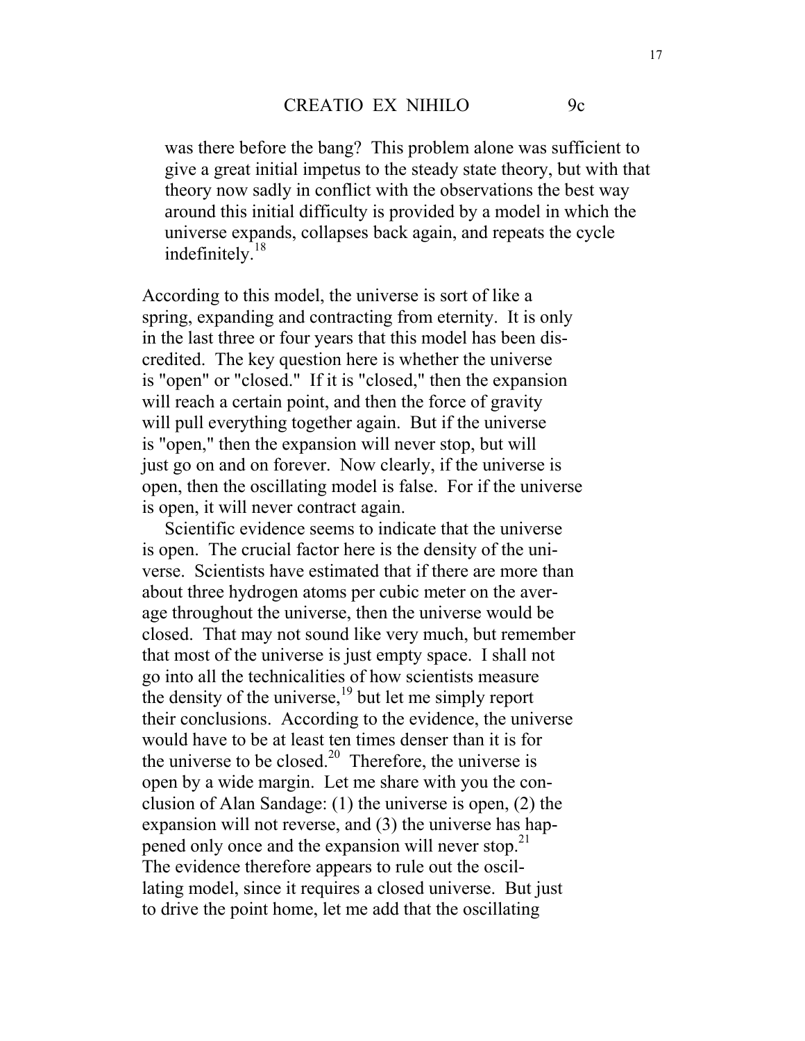was there before the bang? This problem alone was sufficient to give a great initial impetus to the steady state theory, but with that theory now sadly in conflict with the observations the best way around this initial difficulty is provided by a model in which the universe expands, collapses back again, and repeats the cycle indefinitely.[18]

According to this model, the universe is sort of like a spring, expanding and contracting from eternity. It is only in the last three or four years that this model has been discredited. The key question here is whether the universe is "open" or "closed." If it is "closed," then the expansion will reach a certain point, and then the force of gravity will pull everything together again. But if the universe is "open," then the expansion will never stop, but will just go on and on forever. Now clearly, if the universe is open, then the oscillating model is false. For if the universe is open, it will never contract again.

Scientific evidence seems to indicate that the universe is open. The crucial factor here is the density of the universe. Scientists have estimated that if there are more than about three hydrogen atoms per cubic meter on the average throughout the universe, then the universe would be closed. That may not sound like very much, but remember that most of the universe is just empty space. I shall not go into all the technicalities of how scientists measure the density of the universe,[19] but let me simply report their conclusions. According to the evidence, the universe would have to be at least ten times denser than it is for the universe to be closed.[20] Therefore, the universe is open by a wide margin. Let me share with you the conclusion of Alan Sandage: (1) the universe is open, (2) the expansion will not reverse, and (3) the universe has happened only once and the expansion will never stop.[21] The evidence therefore appears to rule out the oscillating model, since it requires a closed universe. But just to drive the point home, let me add that the oscillating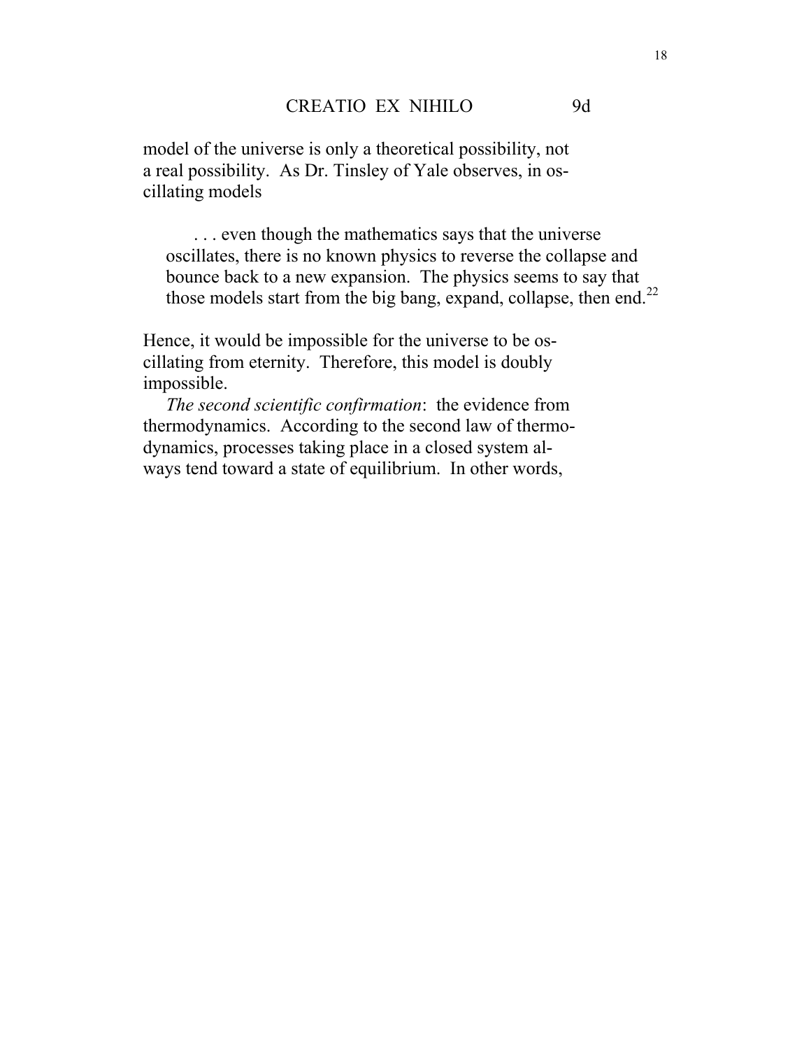model of the universe is only a theoretical possibility, not a real possibility. As Dr. Tinsley of Yale observes, in oscillating models

> . . . even though the mathematics says that the universe oscillates, there is no known physics to reverse the collapse and bounce back to a new expansion. The physics seems to say that those models start from the big bang, expand, collapse, then end.[22]

Hence, it would be impossible for the universe to be oscillating from eternity. Therefore, this model is doubly impossible.

*The second scientific confirmation*: the evidence from thermodynamics. According to the second law of thermodynamics, processes taking place in a closed system always tend toward a state of equilibrium. In other words,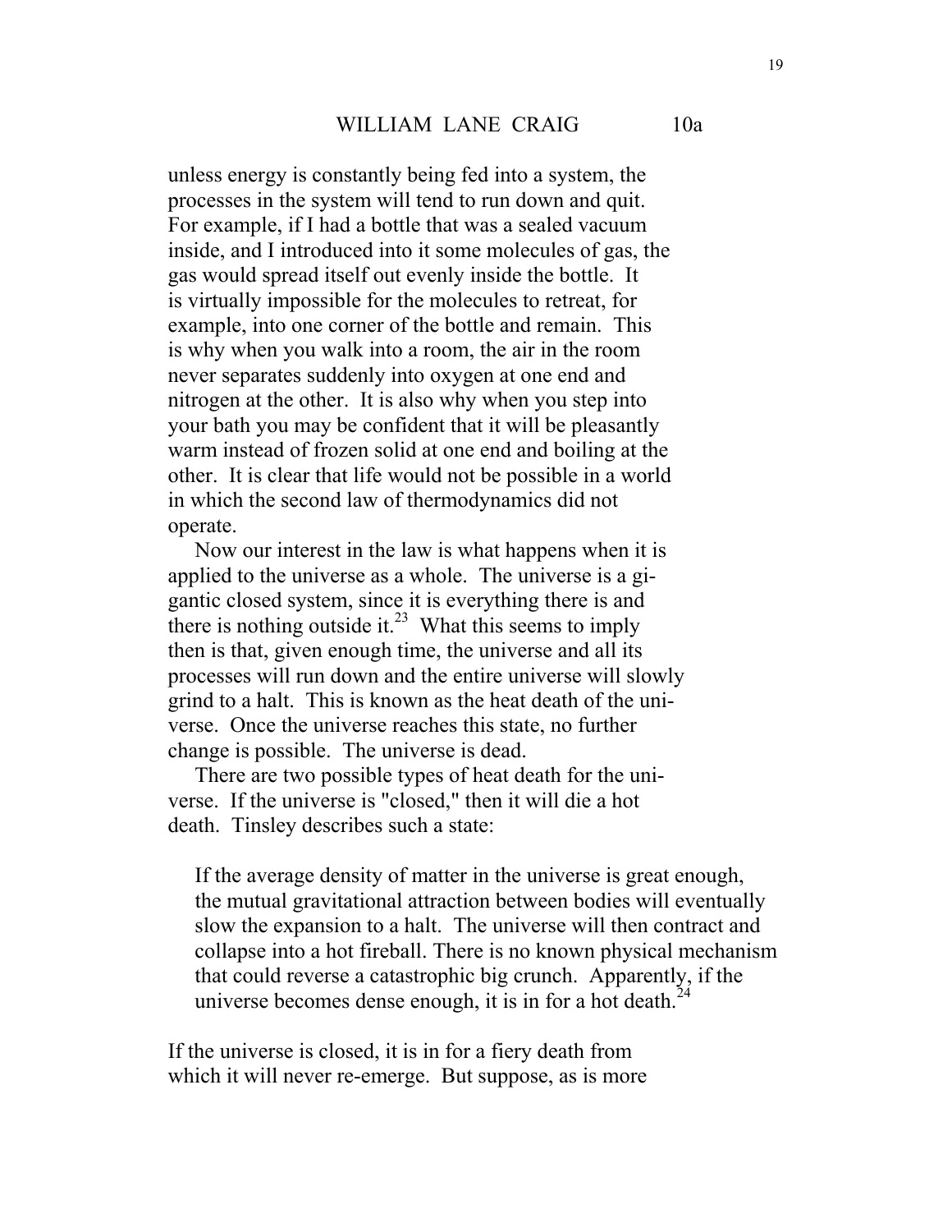unless energy is constantly being fed into a system, the processes in the system will tend to run down and quit. For example, if I had a bottle that was a sealed vacuum inside, and I introduced into it some molecules of gas, the gas would spread itself out evenly inside the bottle. It is virtually impossible for the molecules to retreat, for example, into one corner of the bottle and remain. This is why when you walk into a room, the air in the room never separates suddenly into oxygen at one end and nitrogen at the other. It is also why when you step into your bath you may be confident that it will be pleasantly warm instead of frozen solid at one end and boiling at the other. It is clear that life would not be possible in a world in which the second law of thermodynamics did not operate.

Now our interest in the law is what happens when it is applied to the universe as a whole. The universe is a gigantic closed system, since it is everything there is and there is nothing outside it.[23] What this seems to imply then is that, given enough time, the universe and all its processes will run down and the entire universe will slowly grind to a halt. This is known as the heat death of the universe. Once the universe reaches this state, no further change is possible. The universe is dead.

There are two possible types of heat death for the universe. If the universe is "closed," then it will die a hot death. Tinsley describes such a state:

> If the average density of matter in the universe is great enough, the mutual gravitational attraction between bodies will eventually slow the expansion to a halt. The universe will then contract and collapse into a hot fireball. There is no known physical mechanism that could reverse a catastrophic big crunch. Apparently, if the universe becomes dense enough, it is in for a hot death.[24]

If the universe is closed, it is in for a fiery death from which it will never re-emerge. But suppose, as is more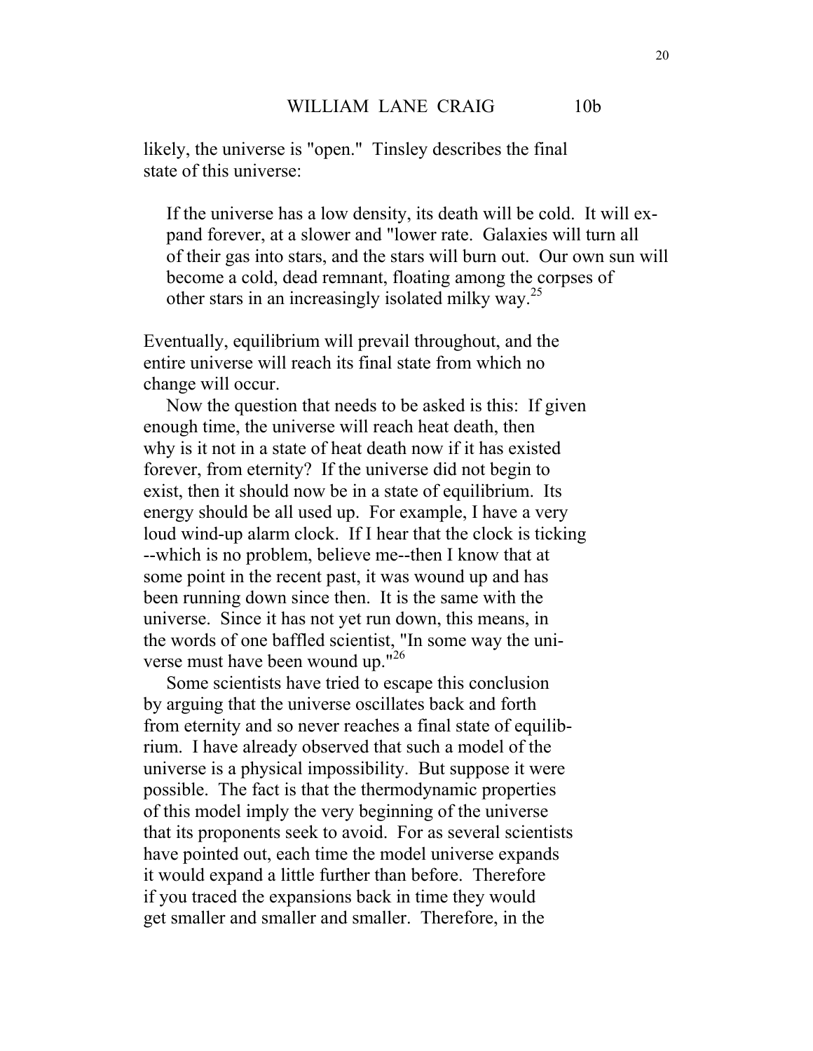likely, the universe is "open." Tinsley describes the final state of this universe:

> If the universe has a low density, its death will be cold. It will expand forever, at a slower and "lower rate. Galaxies will turn all of their gas into stars, and the stars will burn out. Our own sun will become a cold, dead remnant, floating among the corpses of other stars in an increasingly isolated milky way.[25]

Eventually, equilibrium will prevail throughout, and the entire universe will reach its final state from which no change will occur.

Now the question that needs to be asked is this: If given enough time, the universe will reach heat death, then why is it not in a state of heat death now if it has existed forever, from eternity? If the universe did not begin to exist, then it should now be in a state of equilibrium. Its energy should be all used up. For example, I have a very loud wind-up alarm clock. If I hear that the clock is ticking --which is no problem, believe me--then I know that at some point in the recent past, it was wound up and has been running down since then. It is the same with the universe. Since it has not yet run down, this means, in the words of one baffled scientist, "In some way the universe must have been wound up."[26]

Some scientists have tried to escape this conclusion by arguing that the universe oscillates back and forth from eternity and so never reaches a final state of equilibrium. I have already observed that such a model of the universe is a physical impossibility. But suppose it were possible. The fact is that the thermodynamic properties of this model imply the very beginning of the universe that its proponents seek to avoid. For as several scientists have pointed out, each time the model universe expands it would expand a little further than before. Therefore if you traced the expansions back in time they would get smaller and smaller and smaller. Therefore, in the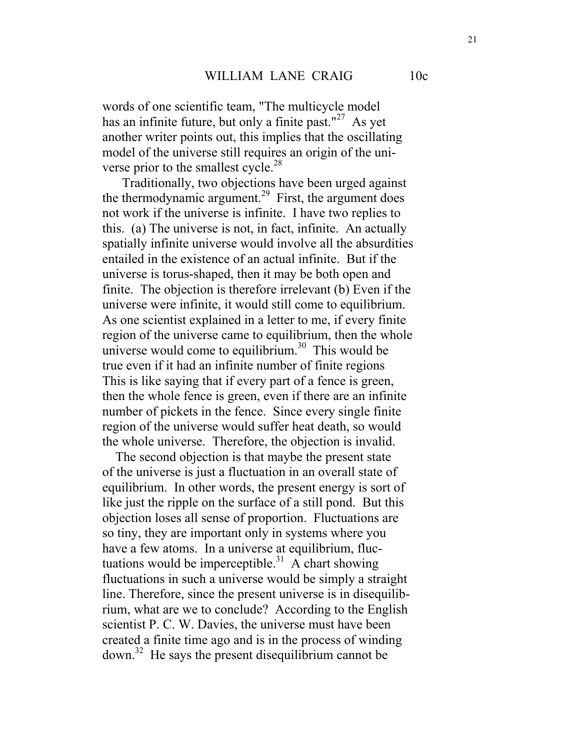words of one scientific team, "The multicycle model has an infinite future, but only a finite past."[27] As yet another writer points out, this implies that the oscillating model of the universe still requires an origin of the universe prior to the smallest cycle.[28]

Traditionally, two objections have been urged against the thermodynamic argument.[29] First, the argument does not work if the universe is infinite. I have two replies to this. (a) The universe is not, in fact, infinite. An actually spatially infinite universe would involve all the absurdities entailed in the existence of an actual infinite. But if the universe is torus-shaped, then it may be both open and finite. The objection is therefore irrelevant (b) Even if the universe were infinite, it would still come to equilibrium. As one scientist explained in a letter to me, if every finite region of the universe came to equilibrium, then the whole universe would come to equilibrium.[30] This would be true even if it had an infinite number of finite regions This is like saying that if every part of a fence is green, then the whole fence is green, even if there are an infinite number of pickets in the fence. Since every single finite region of the universe would suffer heat death, so would the whole universe. Therefore, the objection is invalid.

The second objection is that maybe the present state of the universe is just a fluctuation in an overall state of equilibrium. In other words, the present energy is sort of like just the ripple on the surface of a still pond. But this objection loses all sense of proportion. Fluctuations are so tiny, they are important only in systems where you have a few atoms. In a universe at equilibrium, fluctuations would be imperceptible.[31] A chart showing fluctuations in such a universe would be simply a straight line. Therefore, since the present universe is in disequilibrium, what are we to conclude? According to the English scientist P. C. W. Davies, the universe must have been created a finite time ago and is in the process of winding down.[32] He says the present disequilibrium cannot be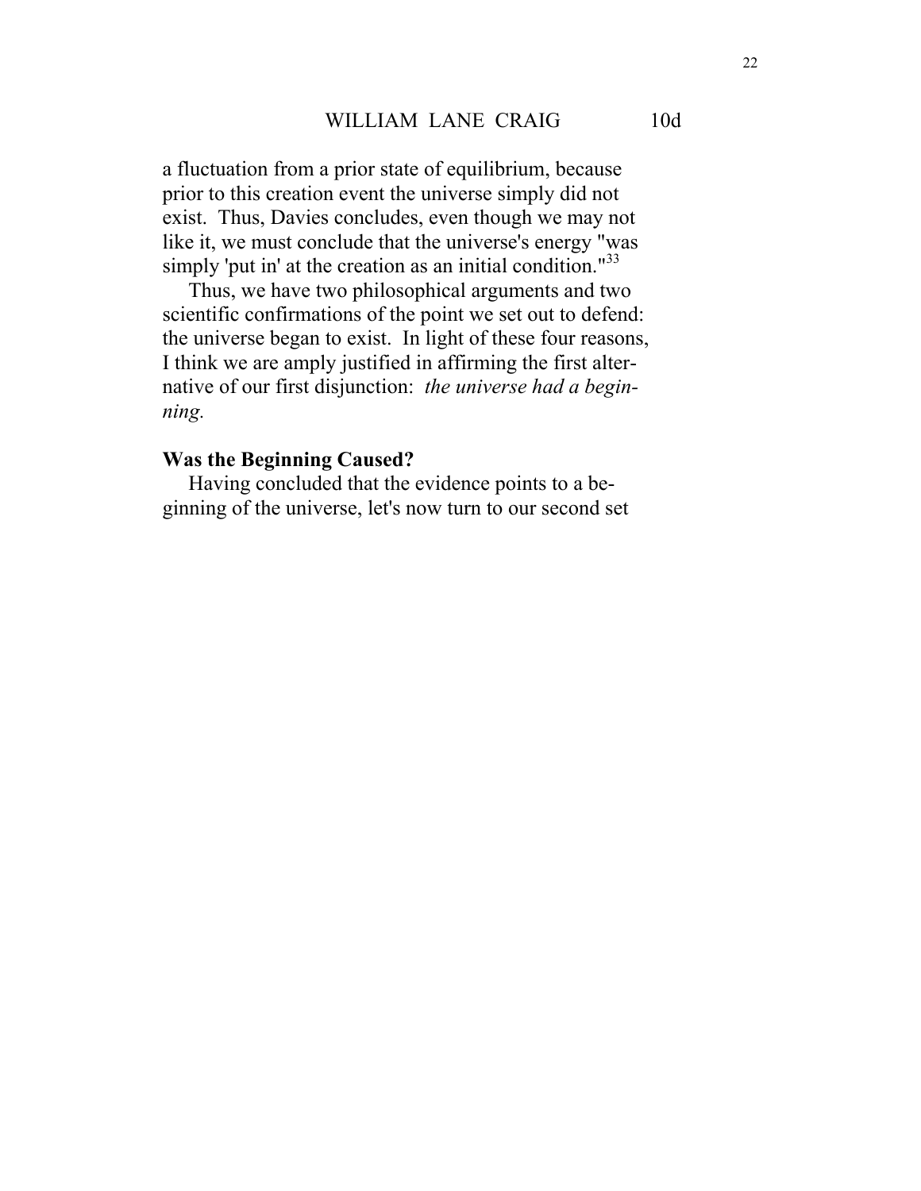a fluctuation from a prior state of equilibrium, because prior to this creation event the universe simply did not exist. Thus, Davies concludes, even though we may not like it, we must conclude that the universe's energy "was simply 'put in' at the creation as an initial condition."[33]

Thus, we have two philosophical arguments and two scientific confirmations of the point we set out to defend: the universe began to exist. In light of these four reasons, I think we are amply justified in affirming the first alternative of our first disjunction: *the universe had a beginning.*

## Was the Beginning Caused?

Having concluded that the evidence points to a beginning of the universe, let's now turn to our second set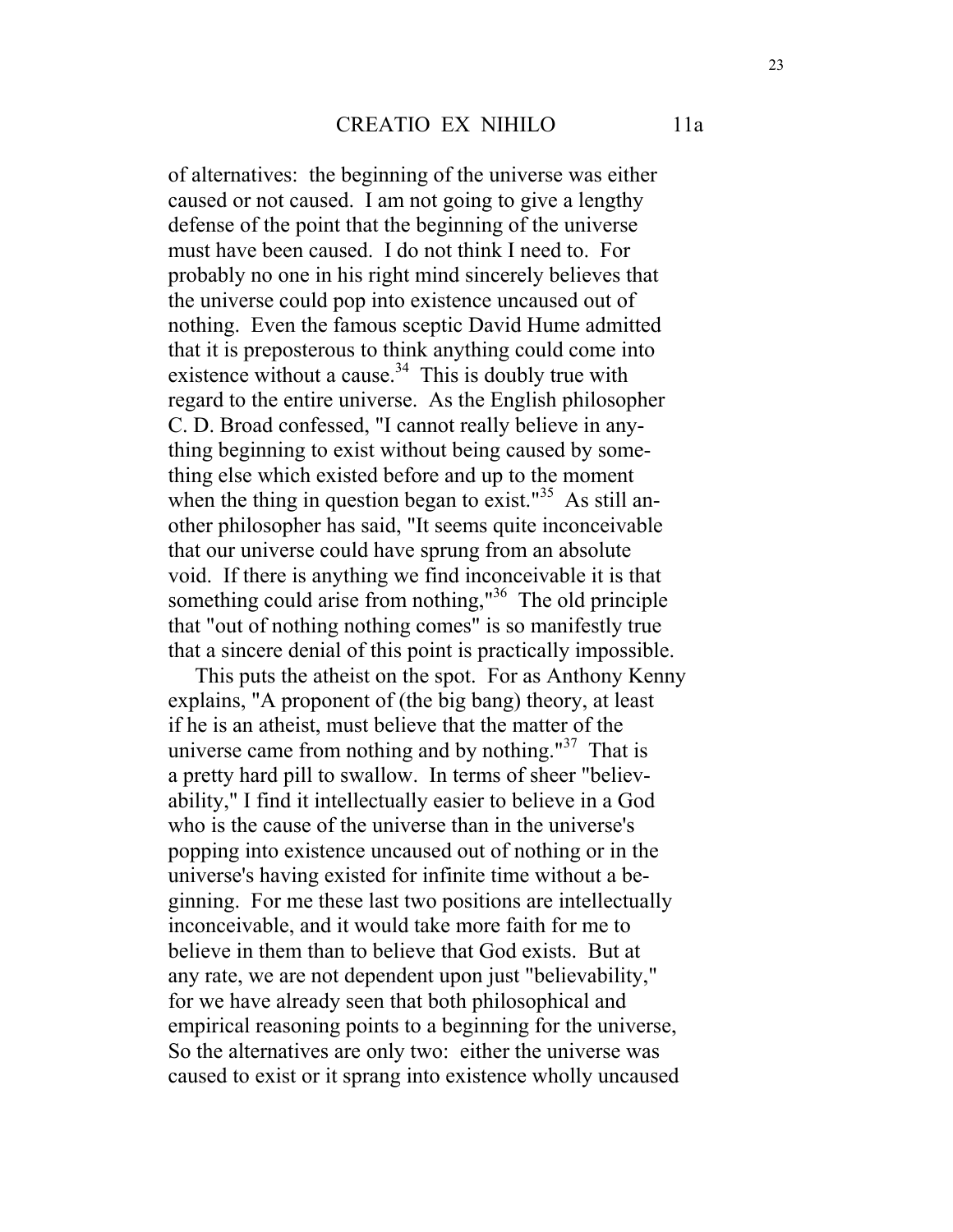of alternatives: the beginning of the universe was either caused or not caused. I am not going to give a lengthy defense of the point that the beginning of the universe must have been caused. I do not think I need to. For probably no one in his right mind sincerely believes that the universe could pop into existence uncaused out of nothing. Even the famous sceptic David Hume admitted that it is preposterous to think anything could come into existence without a cause.[34] This is doubly true with regard to the entire universe. As the English philosopher C. D. Broad confessed, "I cannot really believe in anything beginning to exist without being caused by something else which existed before and up to the moment when the thing in question began to exist."[35] As still another philosopher has said, "It seems quite inconceivable that our universe could have sprung from an absolute void. If there is anything we find inconceivable it is that something could arise from nothing,"[36] The old principle that "out of nothing nothing comes" is so manifestly true that a sincere denial of this point is practically impossible.

This puts the atheist on the spot. For as Anthony Kenny explains, "A proponent of (the big bang) theory, at least if he is an atheist, must believe that the matter of the universe came from nothing and by nothing."[37] That is a pretty hard pill to swallow. In terms of sheer "believability," I find it intellectually easier to believe in a God who is the cause of the universe than in the universe's popping into existence uncaused out of nothing or in the universe's having existed for infinite time without a beginning. For me these last two positions are intellectually inconceivable, and it would take more faith for me to believe in them than to believe that God exists. But at any rate, we are not dependent upon just "believability," for we have already seen that both philosophical and empirical reasoning points to a beginning for the universe, So the alternatives are only two: either the universe was caused to exist or it sprang into existence wholly uncaused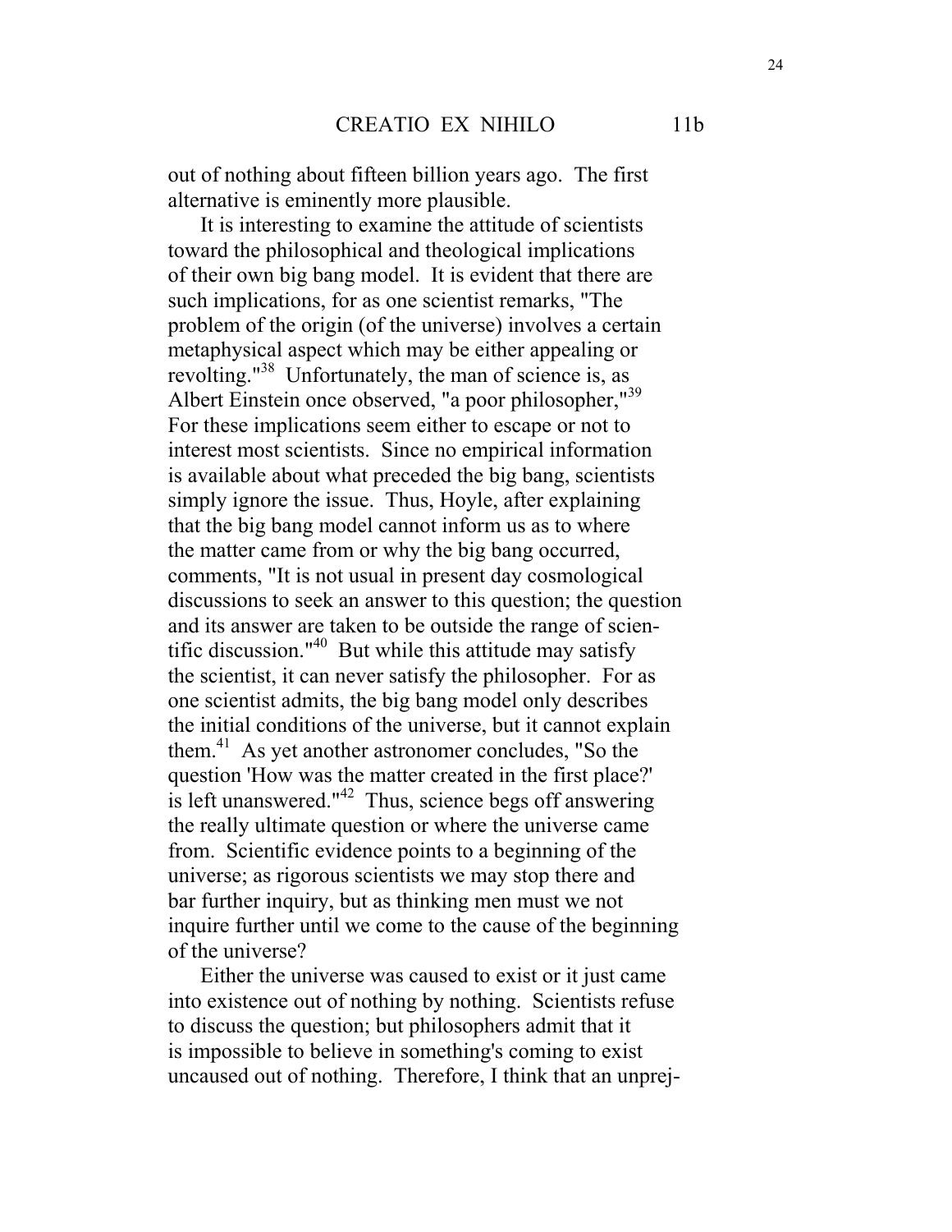out of nothing about fifteen billion years ago. The first alternative is eminently more plausible.

It is interesting to examine the attitude of scientists toward the philosophical and theological implications of their own big bang model. It is evident that there are such implications, for as one scientist remarks, "The problem of the origin (of the universe) involves a certain metaphysical aspect which may be either appealing or revolting."[38] Unfortunately, the man of science is, as Albert Einstein once observed, "a poor philosopher,"[39] For these implications seem either to escape or not to interest most scientists. Since no empirical information is available about what preceded the big bang, scientists simply ignore the issue. Thus, Hoyle, after explaining that the big bang model cannot inform us as to where the matter came from or why the big bang occurred, comments, "It is not usual in present day cosmological discussions to seek an answer to this question; the question and its answer are taken to be outside the range of scientific discussion."[40] But while this attitude may satisfy the scientist, it can never satisfy the philosopher. For as one scientist admits, the big bang model only describes the initial conditions of the universe, but it cannot explain them.[41] As yet another astronomer concludes, "So the question 'How was the matter created in the first place?' is left unanswered."[42] Thus, science begs off answering the really ultimate question or where the universe came from. Scientific evidence points to a beginning of the universe; as rigorous scientists we may stop there and bar further inquiry, but as thinking men must we not inquire further until we come to the cause of the beginning of the universe?

Either the universe was caused to exist or it just came into existence out of nothing by nothing. Scientists refuse to discuss the question; but philosophers admit that it is impossible to believe in something's coming to exist uncaused out of nothing. Therefore, I think that an unprej-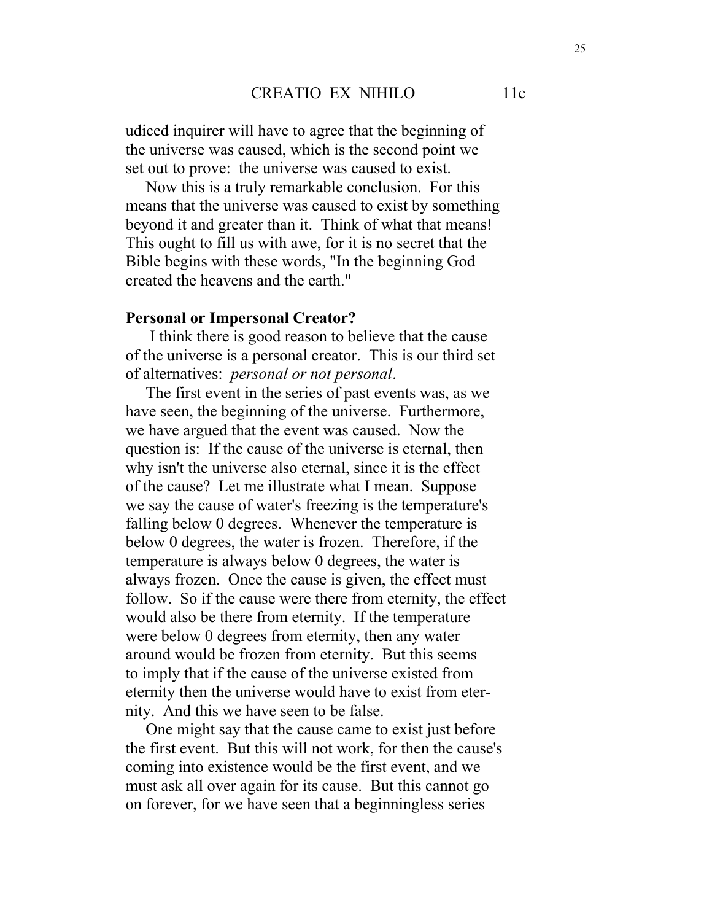udiced inquirer will have to agree that the beginning of the universe was caused, which is the second point we set out to prove: the universe was caused to exist.

Now this is a truly remarkable conclusion. For this means that the universe was caused to exist by something beyond it and greater than it. Think of what that means! This ought to fill us with awe, for it is no secret that the Bible begins with these words, "In the beginning God created the heavens and the earth."

**Personal or Impersonal Creator?**

I think there is good reason to believe that the cause of the universe is a personal creator. This is our third set of alternatives: *personal or not personal*.

The first event in the series of past events was, as we have seen, the beginning of the universe. Furthermore, we have argued that the event was caused. Now the question is: If the cause of the universe is eternal, then why isn't the universe also eternal, since it is the effect of the cause? Let me illustrate what I mean. Suppose we say the cause of water's freezing is the temperature's falling below 0 degrees. Whenever the temperature is below 0 degrees, the water is frozen. Therefore, if the temperature is always below 0 degrees, the water is always frozen. Once the cause is given, the effect must follow. So if the cause were there from eternity, the effect would also be there from eternity. If the temperature were below 0 degrees from eternity, then any water around would be frozen from eternity. But this seems to imply that if the cause of the universe existed from eternity then the universe would have to exist from eternity. And this we have seen to be false.

One might say that the cause came to exist just before the first event. But this will not work, for then the cause's coming into existence would be the first event, and we must ask all over again for its cause. But this cannot go on forever, for we have seen that a beginningless series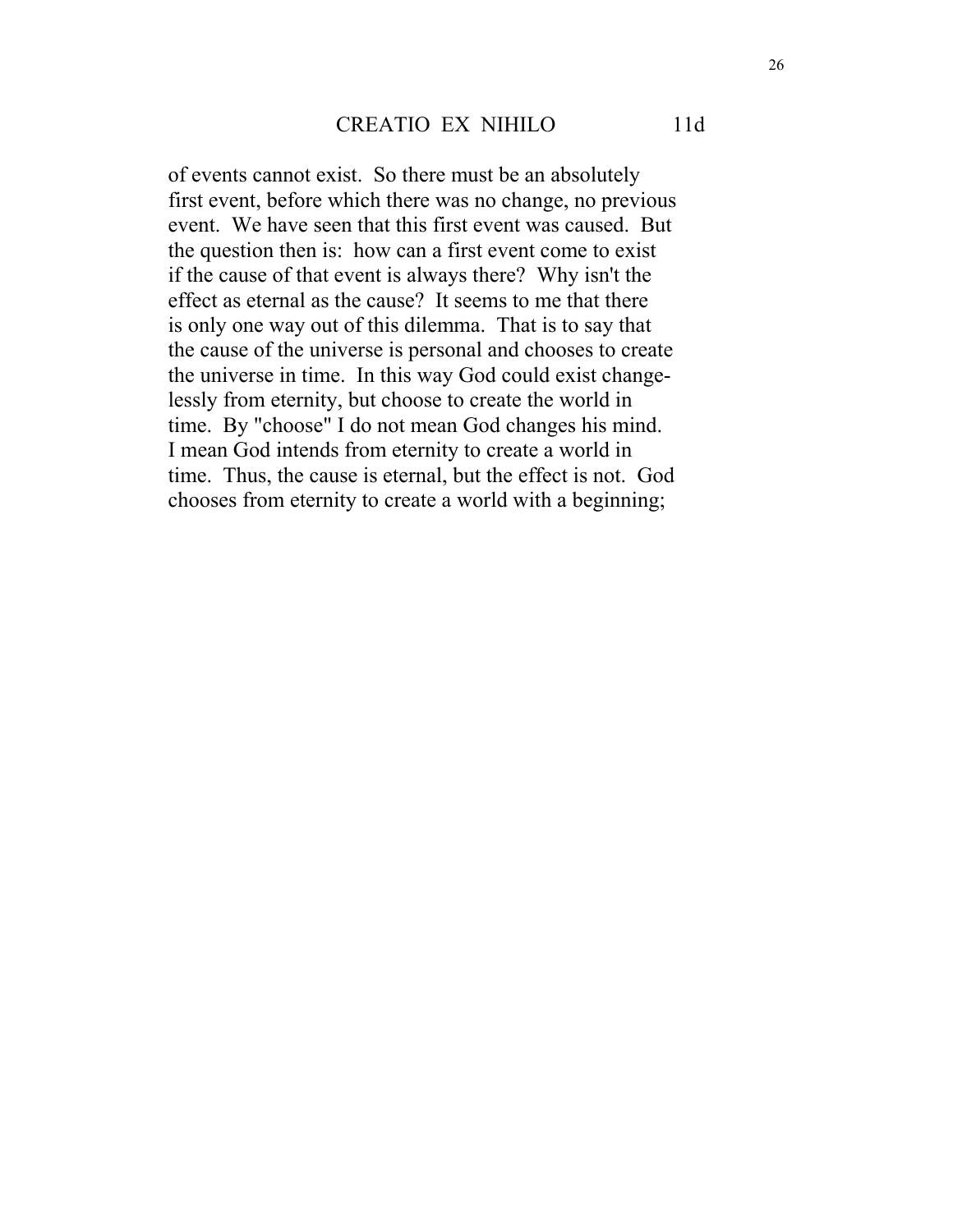of events cannot exist. So there must be an absolutely first event, before which there was no change, no previous event. We have seen that this first event was caused. But the question then is: how can a first event come to exist if the cause of that event is always there? Why isn't the effect as eternal as the cause? It seems to me that there is only one way out of this dilemma. That is to say that the cause of the universe is personal and chooses to create the universe in time. In this way God could exist changelessly from eternity, but choose to create the world in time. By "choose" I do not mean God changes his mind. I mean God intends from eternity to create a world in time. Thus, the cause is eternal, but the effect is not. God chooses from eternity to create a world with a beginning;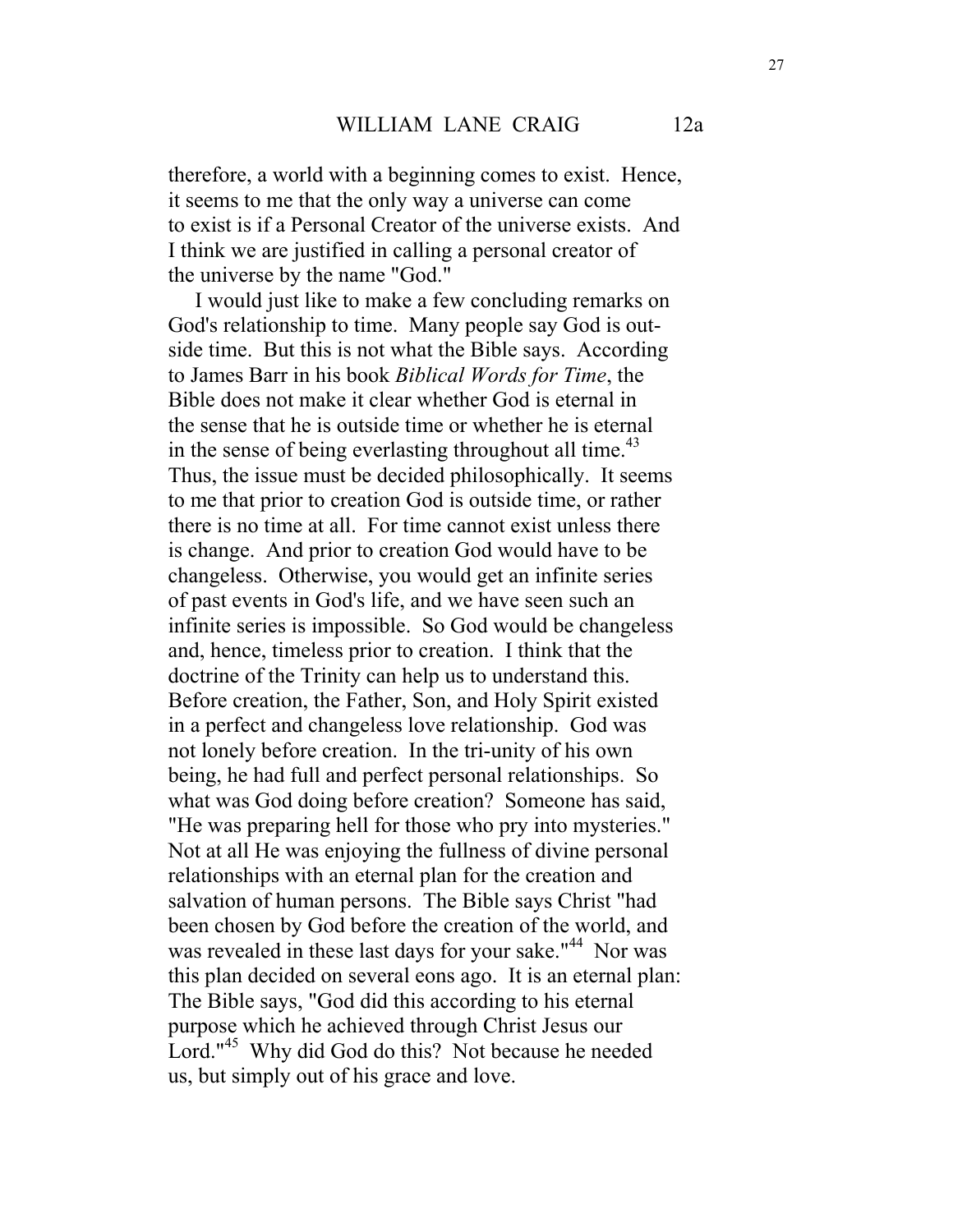therefore, a world with a beginning comes to exist. Hence, it seems to me that the only way a universe can come to exist is if a Personal Creator of the universe exists. And I think we are justified in calling a personal creator of the universe by the name "God."

I would just like to make a few concluding remarks on God's relationship to time. Many people say God is outside time. But this is not what the Bible says. According to James Barr in his book *Biblical Words for Time*, the Bible does not make it clear whether God is eternal in the sense that he is outside time or whether he is eternal in the sense of being everlasting throughout all time.[43] Thus, the issue must be decided philosophically. It seems to me that prior to creation God is outside time, or rather there is no time at all. For time cannot exist unless there is change. And prior to creation God would have to be changeless. Otherwise, you would get an infinite series of past events in God's life, and we have seen such an infinite series is impossible. So God would be changeless and, hence, timeless prior to creation. I think that the doctrine of the Trinity can help us to understand this. Before creation, the Father, Son, and Holy Spirit existed in a perfect and changeless love relationship. God was not lonely before creation. In the tri-unity of his own being, he had full and perfect personal relationships. So what was God doing before creation? Someone has said, "He was preparing hell for those who pry into mysteries." Not at all He was enjoying the fullness of divine personal relationships with an eternal plan for the creation and salvation of human persons. The Bible says Christ "had been chosen by God before the creation of the world, and was revealed in these last days for your sake."[44] Nor was this plan decided on several eons ago. It is an eternal plan: The Bible says, "God did this according to his eternal purpose which he achieved through Christ Jesus our Lord."[45] Why did God do this? Not because he needed us, but simply out of his grace and love.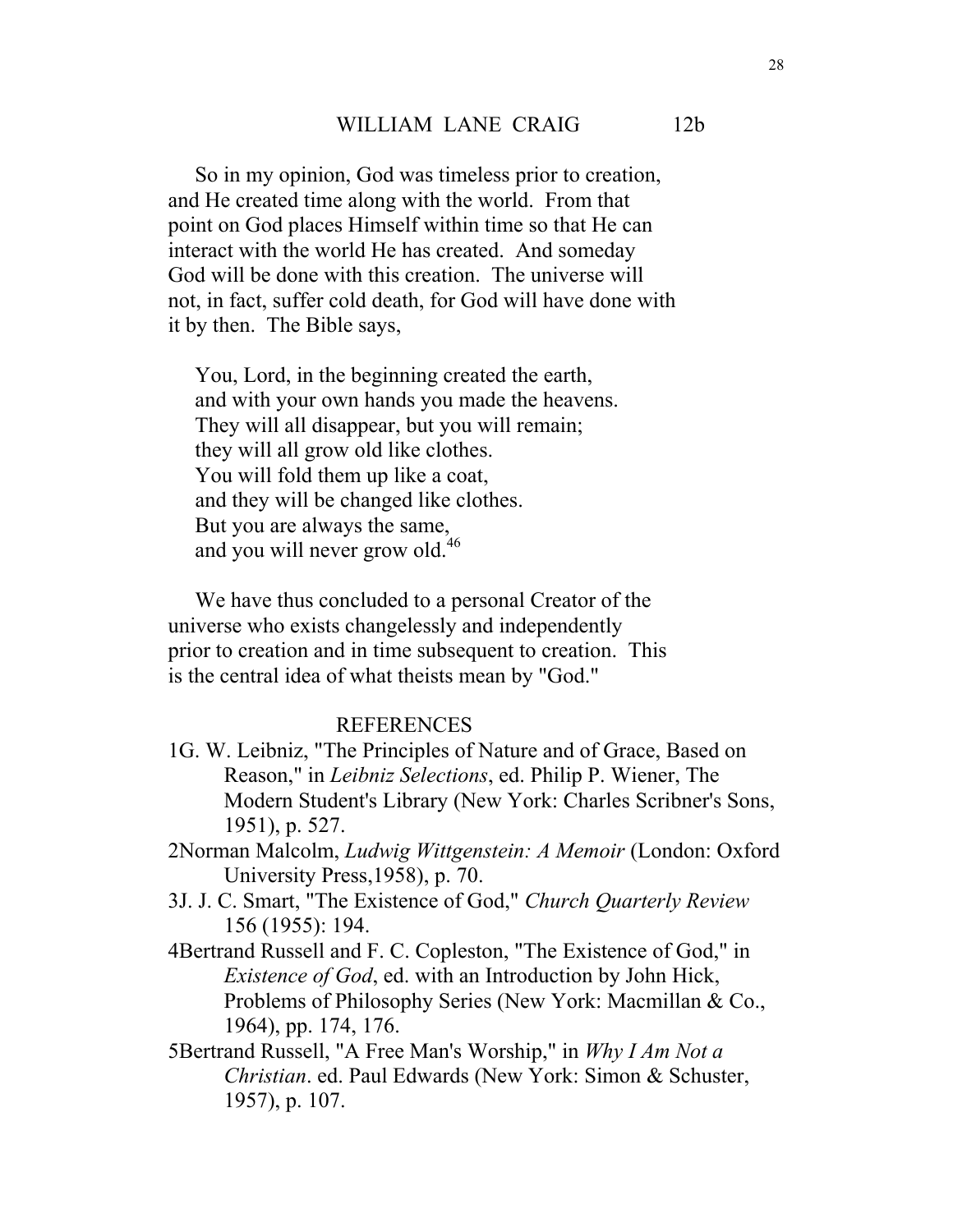So in my opinion, God was timeless prior to creation, and He created time along with the world. From that point on God places Himself within time so that He can interact with the world He has created. And someday God will be done with this creation. The universe will not, in fact, suffer cold death, for God will have done with it by then. The Bible says,

> You, Lord, in the beginning created the earth,
> and with your own hands you made the heavens.
> They will all disappear, but you will remain;
> they will all grow old like clothes.
> You will fold them up like a coat,
> and they will be changed like clothes.
> But you are always the same,
> and you will never grow old.[46]

We have thus concluded to a personal Creator of the universe who exists changelessly and independently prior to creation and in time subsequent to creation. This is the central idea of what theists mean by "God."

## REFERENCES

1G. W. Leibniz, "The Principles of Nature and of Grace, Based on Reason," in *Leibniz Selections*, ed. Philip P. Wiener, The Modern Student's Library (New York: Charles Scribner's Sons, 1951), p. 527.

2Norman Malcolm, *Ludwig Wittgenstein: A Memoir* (London: Oxford University Press,1958), p. 70.

3J. J. C. Smart, "The Existence of God," *Church Quarterly Review* 156 (1955): 194.

4Bertrand Russell and F. C. Copleston, "The Existence of God," in *Existence of God*, ed. with an Introduction by John Hick, Problems of Philosophy Series (New York: Macmillan & Co., 1964), pp. 174, 176.

5Bertrand Russell, "A Free Man's Worship," in *Why I Am Not a Christian*. ed. Paul Edwards (New York: Simon & Schuster, 1957), p. 107.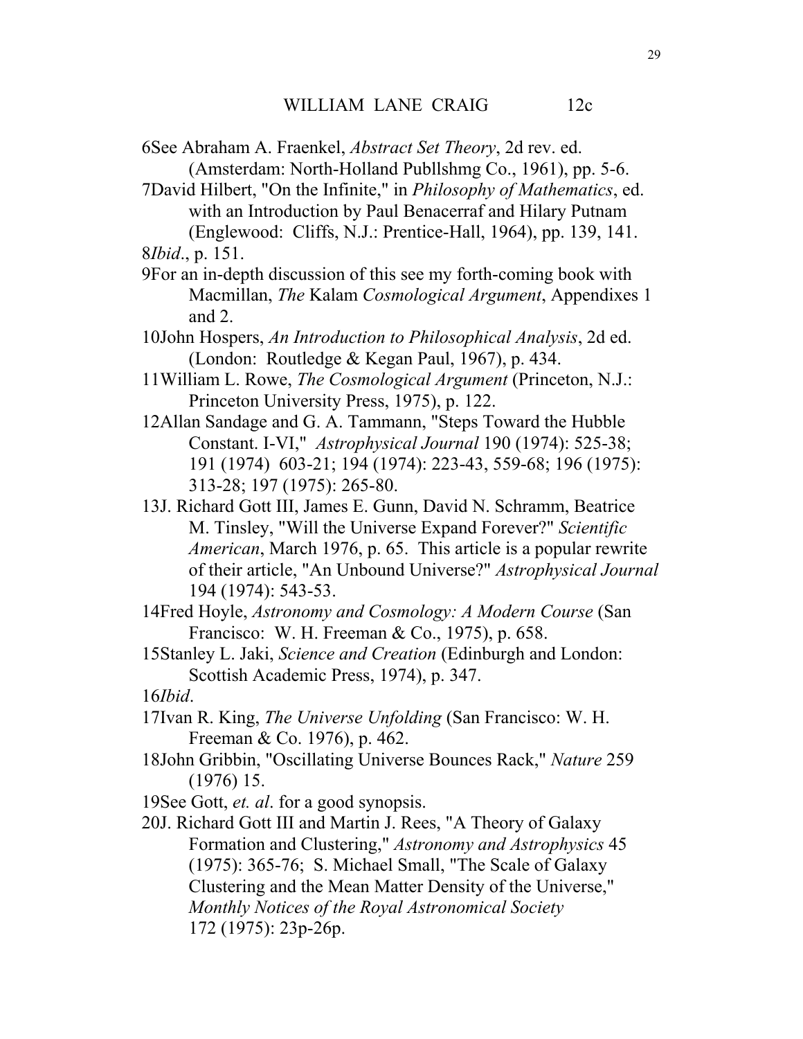6See Abraham A. Fraenkel, *Abstract Set Theory*, 2d rev. ed. (Amsterdam: North-Holland Publlshmg Co., 1961), pp. 5-6.

7David Hilbert, "On the Infinite," in *Philosophy of Mathematics*, ed. with an Introduction by Paul Benacerraf and Hilary Putnam (Englewood: Cliffs, N.J.: Prentice-Hall, 1964), pp. 139, 141.

8*Ibid*., p. 151.

9For an in-depth discussion of this see my forth-coming book with Macmillan, *The* Kalam *Cosmological Argument*, Appendixes 1 and 2.

10John Hospers, *An Introduction to Philosophical Analysis*, 2d ed. (London: Routledge & Kegan Paul, 1967), p. 434.

11William L. Rowe, *The Cosmological Argument* (Princeton, N.J.: Princeton University Press, 1975), p. 122.

12Allan Sandage and G. A. Tammann, "Steps Toward the Hubble Constant. I-VI," *Astrophysical Journal* 190 (1974): 525-38; 191 (1974) 603-21; 194 (1974): 223-43, 559-68; 196 (1975): 313-28; 197 (1975): 265-80.

13J. Richard Gott III, James E. Gunn, David N. Schramm, Beatrice M. Tinsley, "Will the Universe Expand Forever?" *Scientific American*, March 1976, p. 65. This article is a popular rewrite of their article, "An Unbound Universe?" *Astrophysical Journal* 194 (1974): 543-53.

14Fred Hoyle, *Astronomy and Cosmology: A Modern Course* (San Francisco: W. H. Freeman & Co., 1975), p. 658.

15Stanley L. Jaki, *Science and Creation* (Edinburgh and London: Scottish Academic Press, 1974), p. 347.

16*Ibid*.

17Ivan R. King, *The Universe Unfolding* (San Francisco: W. H. Freeman & Co. 1976), p. 462.

18John Gribbin, "Oscillating Universe Bounces Rack," *Nature* 259 (1976) 15.

19See Gott, *et. al*. for a good synopsis.

20J. Richard Gott III and Martin J. Rees, "A Theory of Galaxy Formation and Clustering," *Astronomy and Astrophysics* 45 (1975): 365-76; S. Michael Small, "The Scale of Galaxy Clustering and the Mean Matter Density of the Universe," *Monthly Notices of the Royal Astronomical Society* 172 (1975): 23p-26p.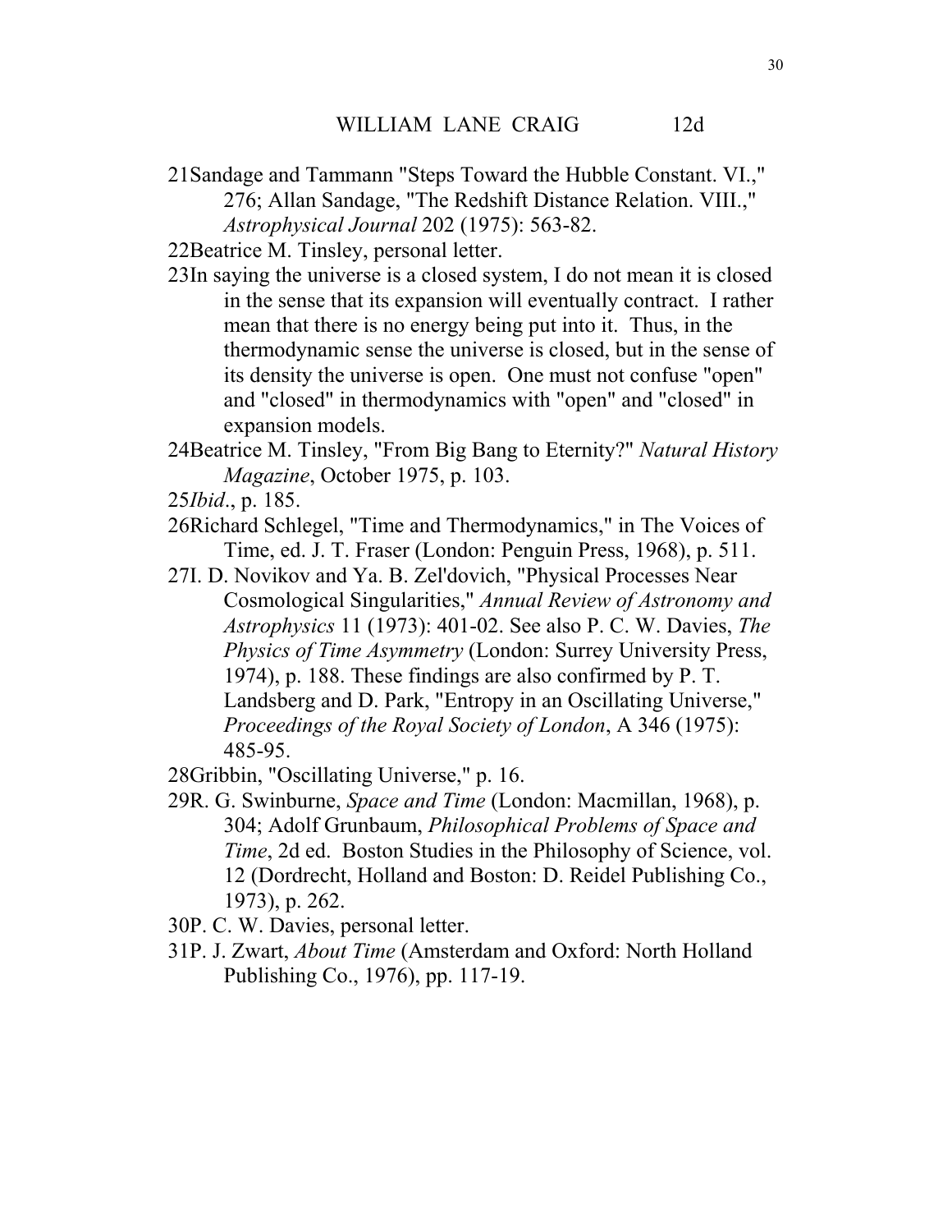21Sandage and Tammann "Steps Toward the Hubble Constant. VI.," 276; Allan Sandage, "The Redshift Distance Relation. VIII.," *Astrophysical Journal* 202 (1975): 563-82.

22Beatrice M. Tinsley, personal letter.

23In saying the universe is a closed system, I do not mean it is closed in the sense that its expansion will eventually contract. I rather mean that there is no energy being put into it. Thus, in the thermodynamic sense the universe is closed, but in the sense of its density the universe is open. One must not confuse "open" and "closed" in thermodynamics with "open" and "closed" in expansion models.

24Beatrice M. Tinsley, "From Big Bang to Eternity?" *Natural History Magazine*, October 1975, p. 103.

25*Ibid*., p. 185.

26Richard Schlegel, "Time and Thermodynamics," in The Voices of Time, ed. J. T. Fraser (London: Penguin Press, 1968), p. 511.

27I. D. Novikov and Ya. B. Zel'dovich, "Physical Processes Near Cosmological Singularities," *Annual Review of Astronomy and Astrophysics* 11 (1973): 401-02. See also P. C. W. Davies, *The Physics of Time Asymmetry* (London: Surrey University Press, 1974), p. 188. These findings are also confirmed by P. T. Landsberg and D. Park, "Entropy in an Oscillating Universe," *Proceedings of the Royal Society of London*, A 346 (1975): 485-95.

28Gribbin, "Oscillating Universe," p. 16.

29R. G. Swinburne, *Space and Time* (London: Macmillan, 1968), p. 304; Adolf Grunbaum, *Philosophical Problems of Space and Time*, 2d ed. Boston Studies in the Philosophy of Science, vol. 12 (Dordrecht, Holland and Boston: D. Reidel Publishing Co., 1973), p. 262.

30P. C. W. Davies, personal letter.

31P. J. Zwart, *About Time* (Amsterdam and Oxford: North Holland Publishing Co., 1976), pp. 117-19.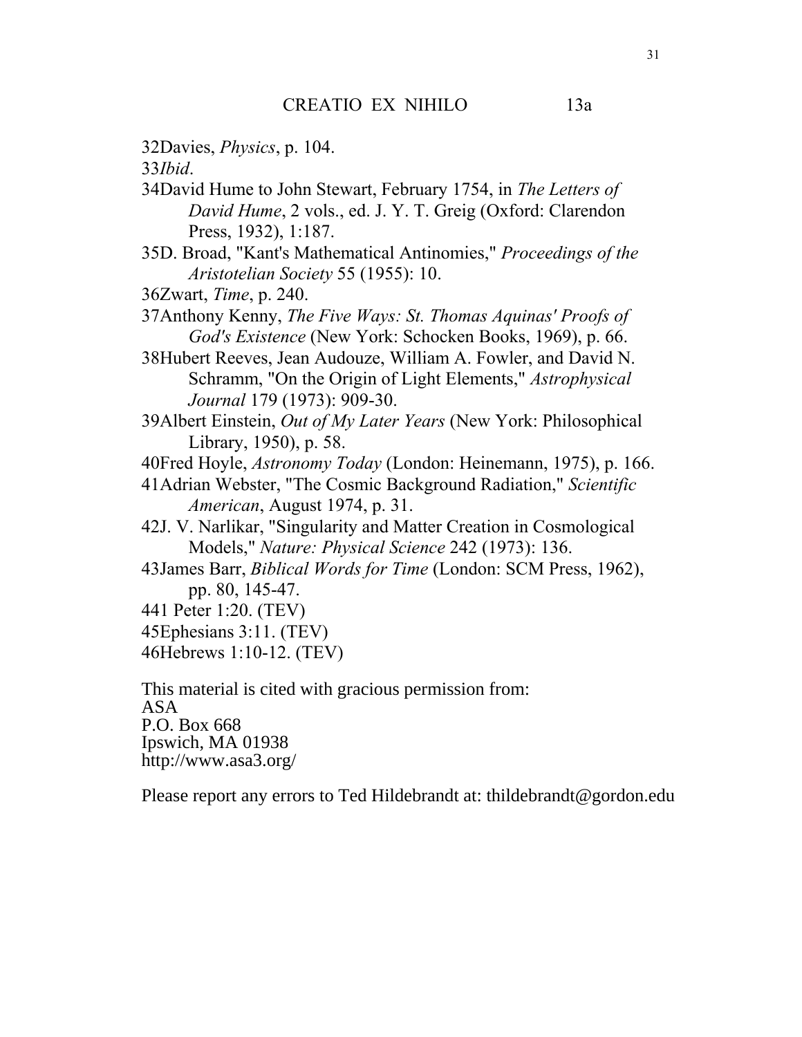CREATIO EX NIHILO 13a

32Davies, *Physics*, p. 104.

33*Ibid*.

34David Hume to John Stewart, February 1754, in *The Letters of David Hume*, 2 vols., ed. J. Y. T. Greig (Oxford: Clarendon Press, 1932), 1:187.

35D. Broad, "Kant's Mathematical Antinomies," *Proceedings of the Aristotelian Society* 55 (1955): 10.

36Zwart, *Time*, p. 240.

37Anthony Kenny, *The Five Ways: St. Thomas Aquinas' Proofs of God's Existence* (New York: Schocken Books, 1969), p. 66.

38Hubert Reeves, Jean Audouze, William A. Fowler, and David N. Schramm, "On the Origin of Light Elements," *Astrophysical Journal* 179 (1973): 909-30.

39Albert Einstein, *Out of My Later Years* (New York: Philosophical Library, 1950), p. 58.

40Fred Hoyle, *Astronomy Today* (London: Heinemann, 1975), p. 166.

41Adrian Webster, "The Cosmic Background Radiation," *Scientific American*, August 1974, p. 31.

42J. V. Narlikar, "Singularity and Matter Creation in Cosmological Models," *Nature: Physical Science* 242 (1973): 136.

43James Barr, *Biblical Words for Time* (London: SCM Press, 1962), pp. 80, 145-47.

441 Peter 1:20. (TEV)

45Ephesians 3:11. (TEV)

46Hebrews 1:10-12. (TEV)

This material is cited with gracious permission from:
ASA
P.O. Box 668
Ipswich, MA 01938
http://www.asa3.org/

Please report any errors to Ted Hildebrandt at: thildebrandt@gordon.edu